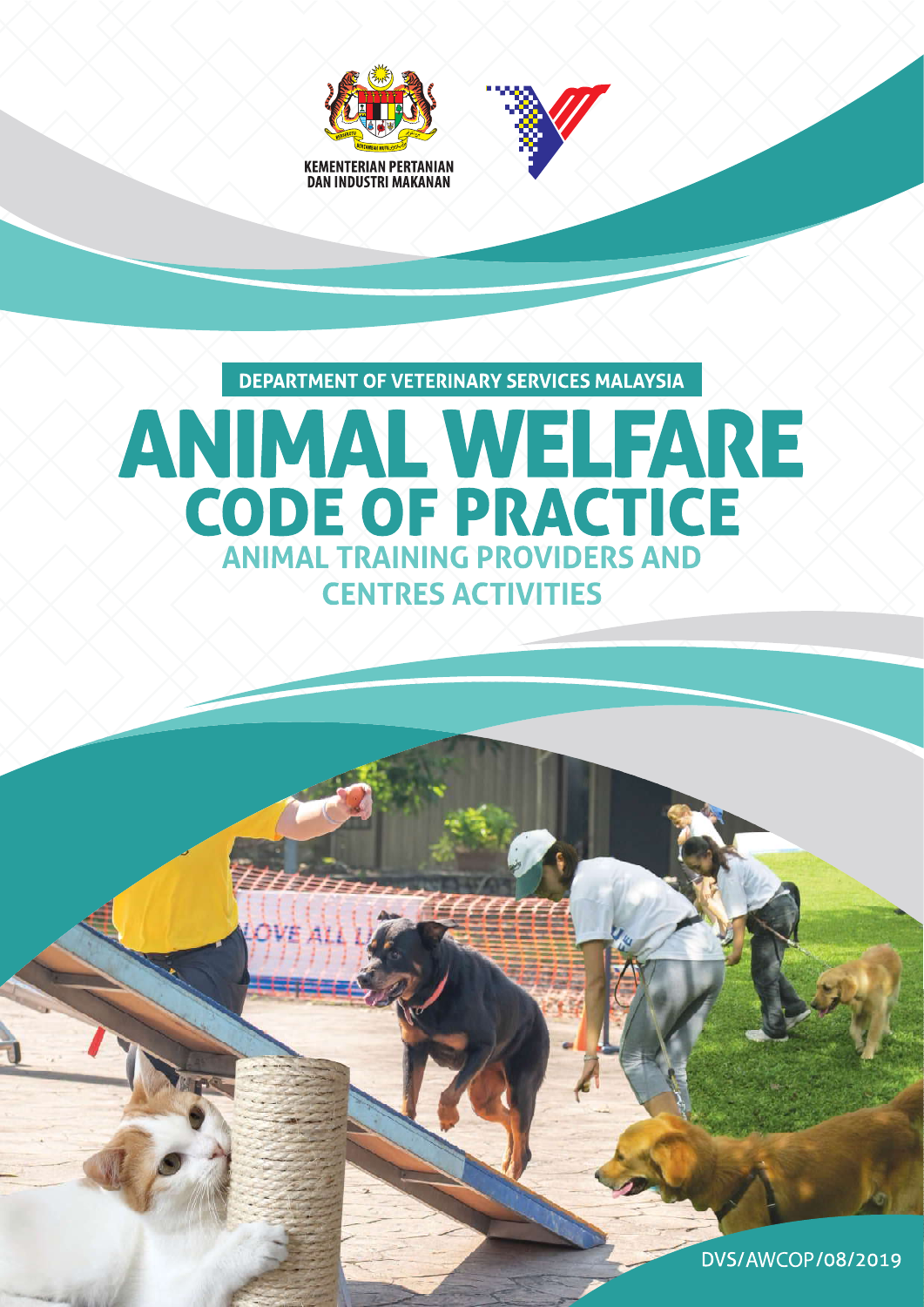KEMENTERIAN PERTANIAN DAN INDUSTRI MAKANAN

DEPARTMENT OF VETERINARY SERVICES MALAYSIA

# ANIMAL WELFARE CODE OF PRACTICE

## ANIMAL TRAINING PROVIDERS AND CENTRES ACTIVITIES

DVS/AWCOP/08/2019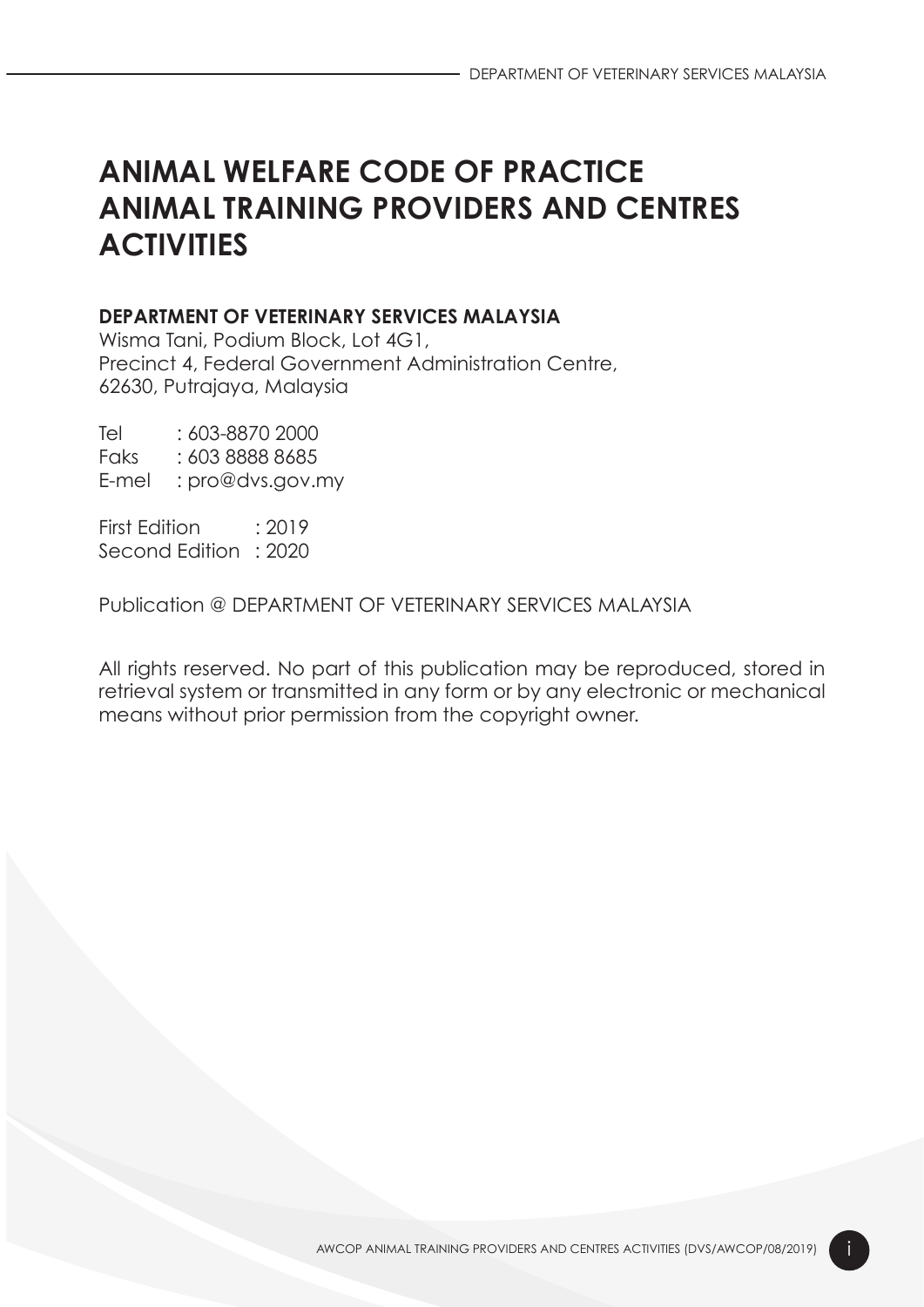# ANIMAL WELFARE CODE OF PRACTICE ANIMAL TRAINING PROVIDERS AND CENTRES ACTIVITIES

**DEPARTMENT OF VETERINARY SERVICES MALAYSIA**
Wisma Tani, Podium Block, Lot 4G1,
Precinct 4, Federal Government Administration Centre,
62630, Putrajaya, Malaysia

Tel : 603-8870 2000
Faks : 603 8888 8685
E-mel : pro@dvs.gov.my

First Edition : 2019
Second Edition : 2020

Publication @ DEPARTMENT OF VETERINARY SERVICES MALAYSIA

All rights reserved. No part of this publication may be reproduced, stored in retrieval system or transmitted in any form or by any electronic or mechanical means without prior permission from the copyright owner.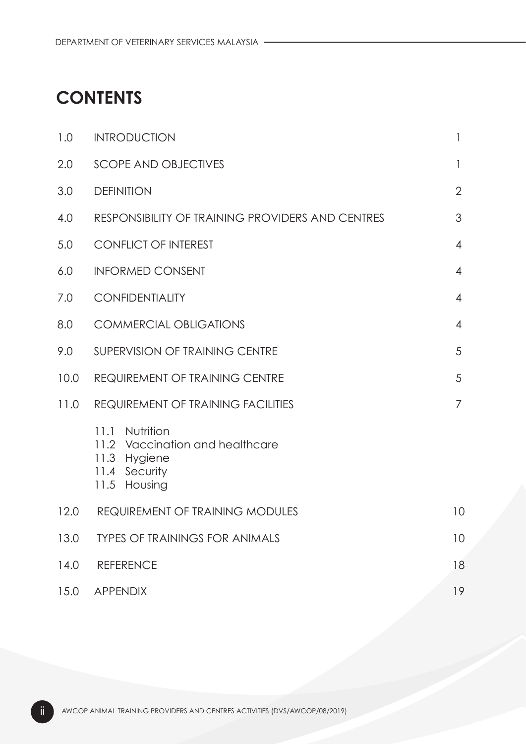# CONTENTS

| | | |
|---|---|---|
| 1.0 | INTRODUCTION | 1 |
| 2.0 | SCOPE AND OBJECTIVES | 1 |
| 3.0 | DEFINITION | 2 |
| 4.0 | RESPONSIBILITY OF TRAINING PROVIDERS AND CENTRES | 3 |
| 5.0 | CONFLICT OF INTEREST | 4 |
| 6.0 | INFORMED CONSENT | 4 |
| 7.0 | CONFIDENTIALITY | 4 |
| 8.0 | COMMERCIAL OBLIGATIONS | 4 |
| 9.0 | SUPERVISION OF TRAINING CENTRE | 5 |
| 10.0 | REQUIREMENT OF TRAINING CENTRE | 5 |
| 11.0 | REQUIREMENT OF TRAINING FACILITIES | 7 |
| | 11.1 Nutrition<br>11.2 Vaccination and healthcare<br>11.3 Hygiene<br>11.4 Security<br>11.5 Housing | |
| 12.0 | REQUIREMENT OF TRAINING MODULES | 10 |
| 13.0 | TYPES OF TRAININGS FOR ANIMALS | 10 |
| 14.0 | REFERENCE | 18 |
| 15.0 | APPENDIX | 19 |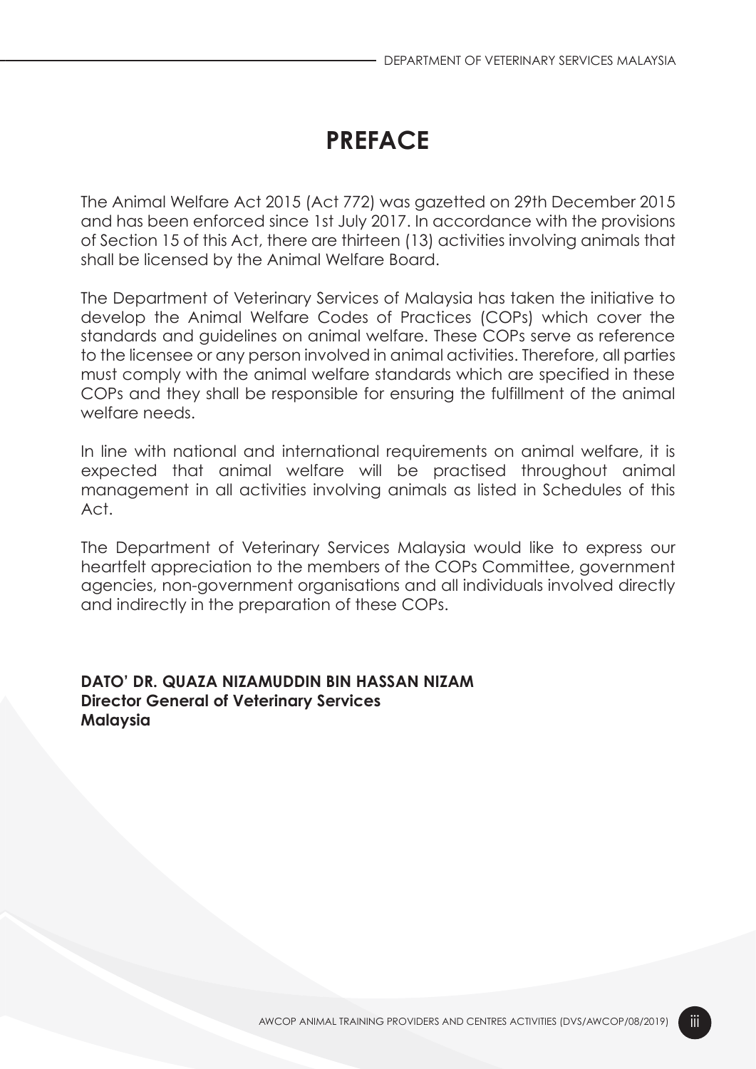# PREFACE

The Animal Welfare Act 2015 (Act 772) was gazetted on 29th December 2015 and has been enforced since 1st July 2017. In accordance with the provisions of Section 15 of this Act, there are thirteen (13) activities involving animals that shall be licensed by the Animal Welfare Board.

The Department of Veterinary Services of Malaysia has taken the initiative to develop the Animal Welfare Codes of Practices (COPs) which cover the standards and guidelines on animal welfare. These COPs serve as reference to the licensee or any person involved in animal activities. Therefore, all parties must comply with the animal welfare standards which are specified in these COPs and they shall be responsible for ensuring the fulfillment of the animal welfare needs.

In line with national and international requirements on animal welfare, it is expected that animal welfare will be practised throughout animal management in all activities involving animals as listed in Schedules of this Act.

The Department of Veterinary Services Malaysia would like to express our heartfelt appreciation to the members of the COPs Committee, government agencies, non-government organisations and all individuals involved directly and indirectly in the preparation of these COPs.

**DATO' DR. QUAZA NIZAMUDDIN BIN HASSAN NIZAM**
**Director General of Veterinary Services**
**Malaysia**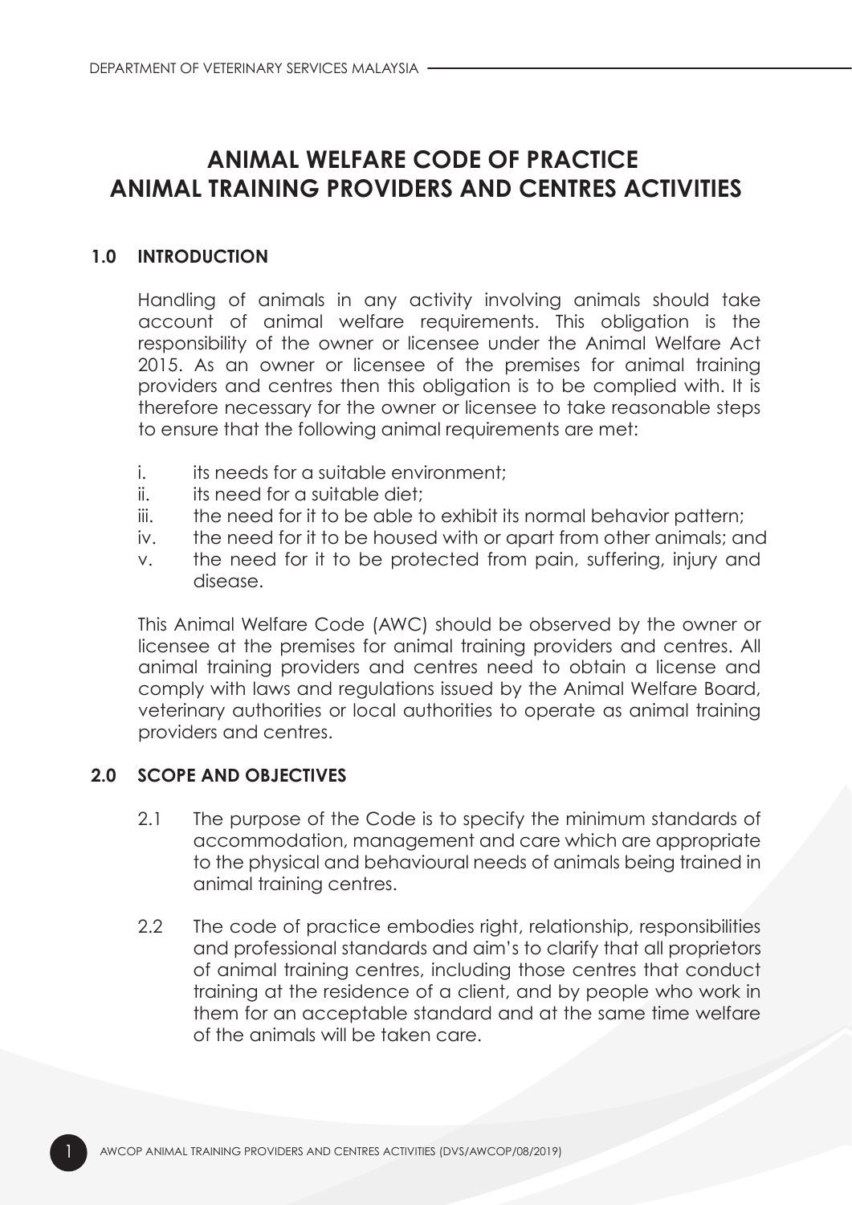# ANIMAL WELFARE CODE OF PRACTICE ANIMAL TRAINING PROVIDERS AND CENTRES ACTIVITIES

## 1.0 INTRODUCTION

Handling of animals in any activity involving animals should take account of animal welfare requirements. This obligation is the responsibility of the owner or licensee under the Animal Welfare Act 2015. As an owner or licensee of the premises for animal training providers and centres then this obligation is to be complied with. It is therefore necessary for the owner or licensee to take reasonable steps to ensure that the following animal requirements are met:

i. its needs for a suitable environment;
ii. its need for a suitable diet;
iii. the need for it to be able to exhibit its normal behavior pattern;
iv. the need for it to be housed with or apart from other animals; and
v. the need for it to be protected from pain, suffering, injury and disease.

This Animal Welfare Code (AWC) should be observed by the owner or licensee at the premises for animal training providers and centres. All animal training providers and centres need to obtain a license and comply with laws and regulations issued by the Animal Welfare Board, veterinary authorities or local authorities to operate as animal training providers and centres.

## 2.0 SCOPE AND OBJECTIVES

2.1 The purpose of the Code is to specify the minimum standards of accommodation, management and care which are appropriate to the physical and behavioural needs of animals being trained in animal training centres.

2.2 The code of practice embodies right, relationship, responsibilities and professional standards and aim's to clarify that all proprietors of animal training centres, including those centres that conduct training at the residence of a client, and by people who work in them for an acceptable standard and at the same time welfare of the animals will be taken care.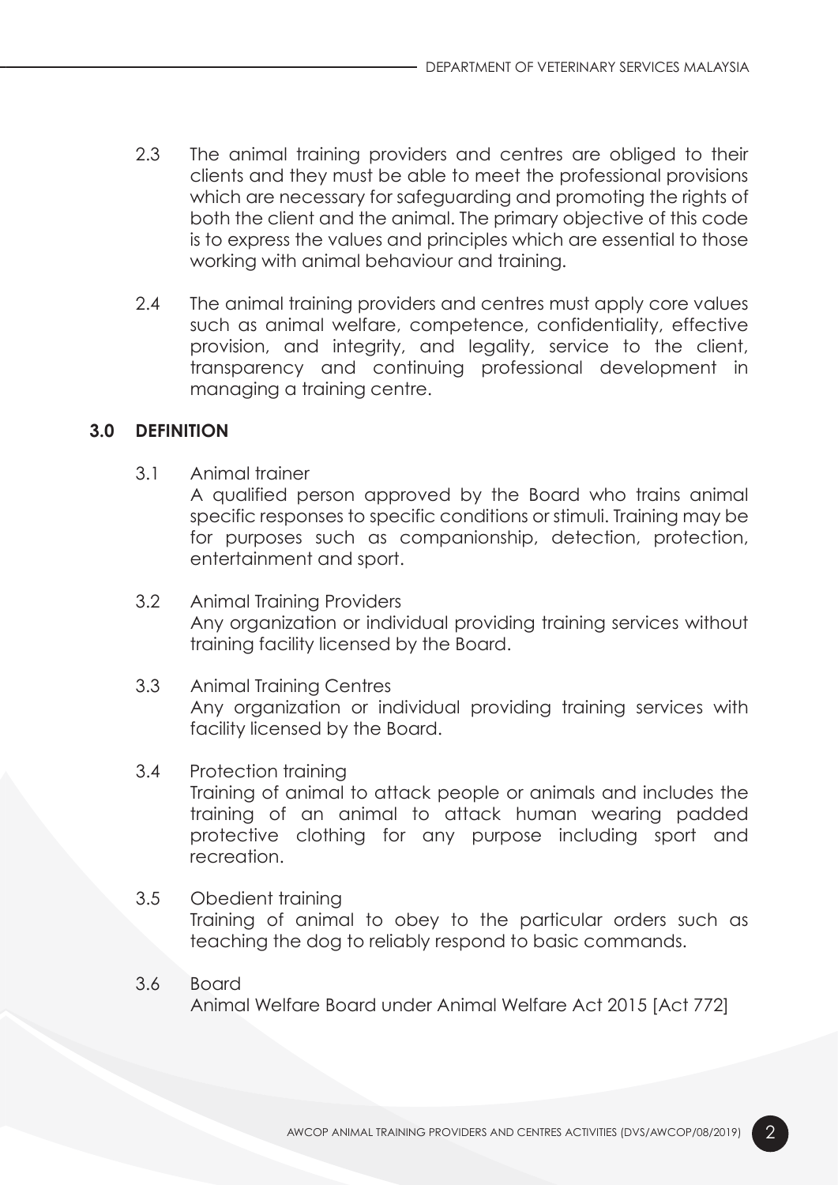2.3 The animal training providers and centres are obliged to their clients and they must be able to meet the professional provisions which are necessary for safeguarding and promoting the rights of both the client and the animal. The primary objective of this code is to express the values and principles which are essential to those working with animal behaviour and training.

2.4 The animal training providers and centres must apply core values such as animal welfare, competence, confidentiality, effective provision, and integrity, and legality, service to the client, transparency and continuing professional development in managing a training centre.

## 3.0 DEFINITION

3.1 Animal trainer
A qualified person approved by the Board who trains animal specific responses to specific conditions or stimuli. Training may be for purposes such as companionship, detection, protection, entertainment and sport.

3.2 Animal Training Providers
Any organization or individual providing training services without training facility licensed by the Board.

3.3 Animal Training Centres
Any organization or individual providing training services with facility licensed by the Board.

3.4 Protection training
Training of animal to attack people or animals and includes the training of an animal to attack human wearing padded protective clothing for any purpose including sport and recreation.

3.5 Obedient training
Training of animal to obey to the particular orders such as teaching the dog to reliably respond to basic commands.

3.6 Board
Animal Welfare Board under Animal Welfare Act 2015 [Act 772]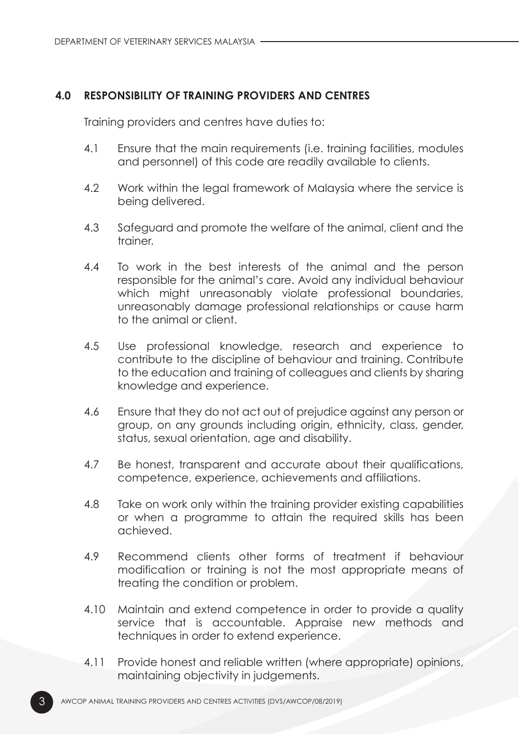## 4.0 RESPONSIBILITY OF TRAINING PROVIDERS AND CENTRES

Training providers and centres have duties to:

4.1 Ensure that the main requirements (i.e. training facilities, modules and personnel) of this code are readily available to clients.

4.2 Work within the legal framework of Malaysia where the service is being delivered.

4.3 Safeguard and promote the welfare of the animal, client and the trainer.

4.4 To work in the best interests of the animal and the person responsible for the animal's care. Avoid any individual behaviour which might unreasonably violate professional boundaries, unreasonably damage professional relationships or cause harm to the animal or client.

4.5 Use professional knowledge, research and experience to contribute to the discipline of behaviour and training. Contribute to the education and training of colleagues and clients by sharing knowledge and experience.

4.6 Ensure that they do not act out of prejudice against any person or group, on any grounds including origin, ethnicity, class, gender, status, sexual orientation, age and disability.

4.7 Be honest, transparent and accurate about their qualifications, competence, experience, achievements and affiliations.

4.8 Take on work only within the training provider existing capabilities or when a programme to attain the required skills has been achieved.

4.9 Recommend clients other forms of treatment if behaviour modification or training is not the most appropriate means of treating the condition or problem.

4.10 Maintain and extend competence in order to provide a quality service that is accountable. Appraise new methods and techniques in order to extend experience.

4.11 Provide honest and reliable written (where appropriate) opinions, maintaining objectivity in judgements.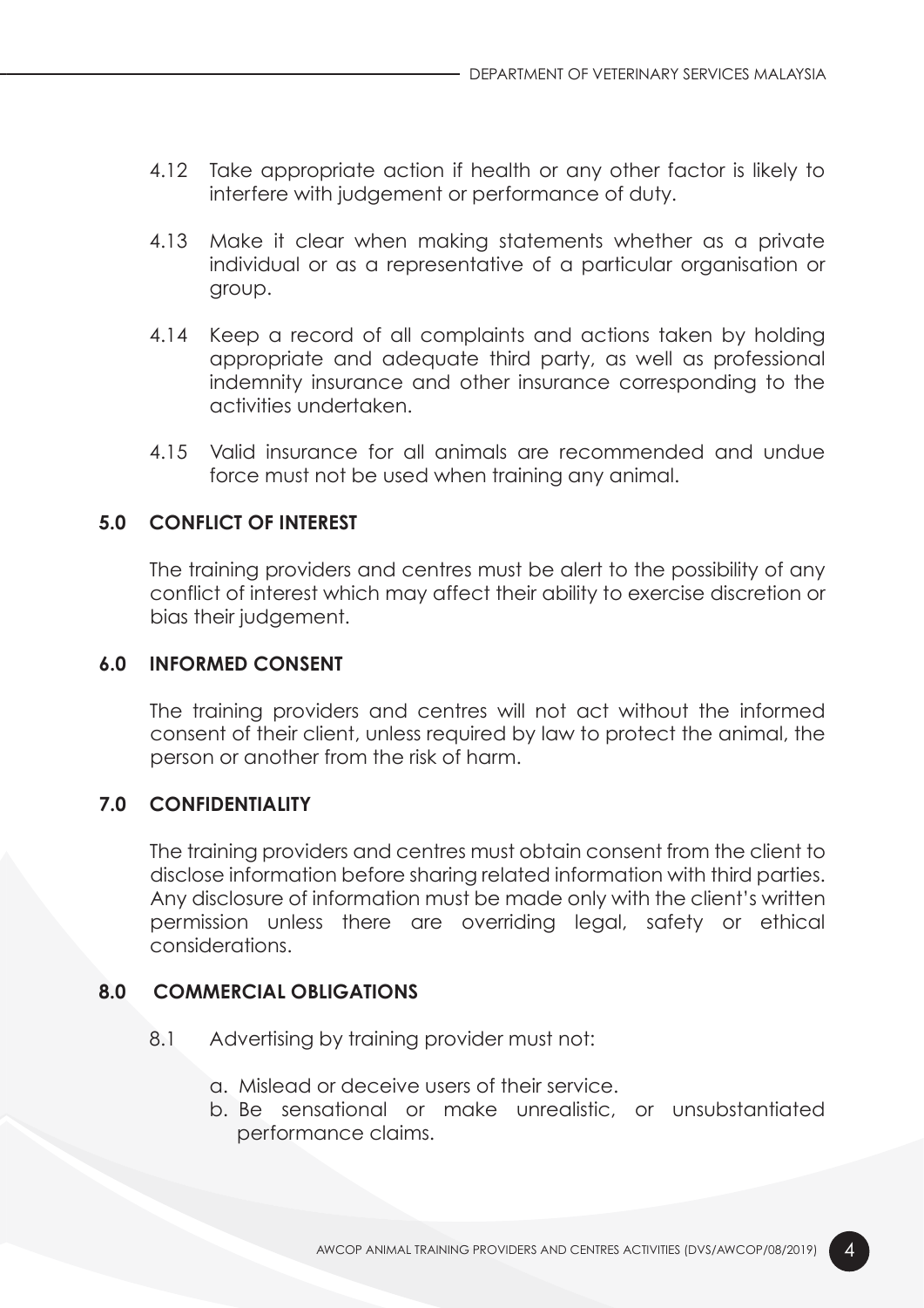4.12 Take appropriate action if health or any other factor is likely to interfere with judgement or performance of duty.

4.13 Make it clear when making statements whether as a private individual or as a representative of a particular organisation or group.

4.14 Keep a record of all complaints and actions taken by holding appropriate and adequate third party, as well as professional indemnity insurance and other insurance corresponding to the activities undertaken.

4.15 Valid insurance for all animals are recommended and undue force must not be used when training any animal.

## 5.0 CONFLICT OF INTEREST

The training providers and centres must be alert to the possibility of any conflict of interest which may affect their ability to exercise discretion or bias their judgement.

## 6.0 INFORMED CONSENT

The training providers and centres will not act without the informed consent of their client, unless required by law to protect the animal, the person or another from the risk of harm.

## 7.0 CONFIDENTIALITY

The training providers and centres must obtain consent from the client to disclose information before sharing related information with third parties. Any disclosure of information must be made only with the client's written permission unless there are overriding legal, safety or ethical considerations.

## 8.0 COMMERCIAL OBLIGATIONS

8.1 Advertising by training provider must not:

a. Mislead or deceive users of their service.
b. Be sensational or make unrealistic, or unsubstantiated performance claims.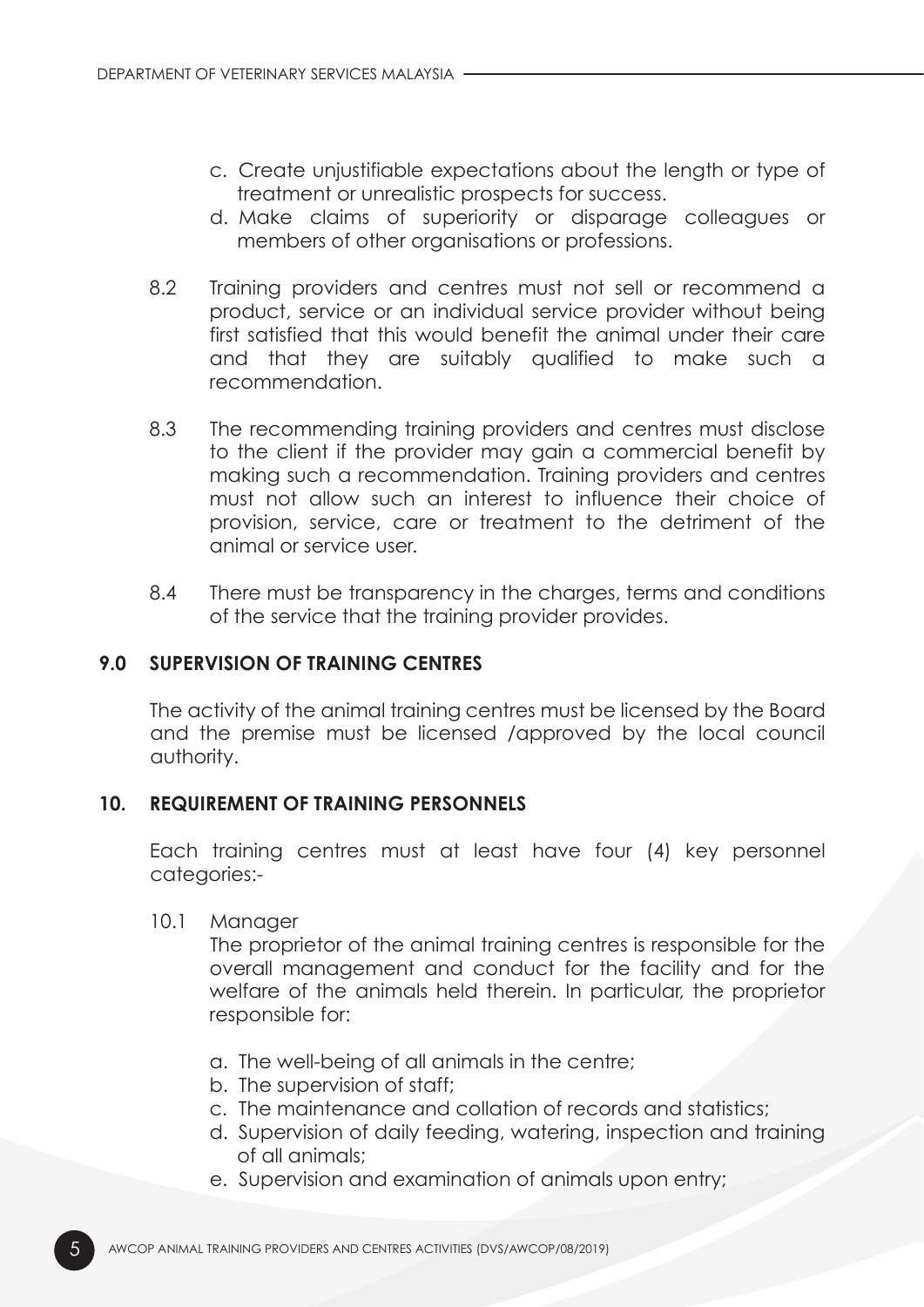c. Create unjustifiable expectations about the length or type of treatment or unrealistic prospects for success.
d. Make claims of superiority or disparage colleagues or members of other organisations or professions.

8.2 Training providers and centres must not sell or recommend a product, service or an individual service provider without being first satisfied that this would benefit the animal under their care and that they are suitably qualified to make such a recommendation.

8.3 The recommending training providers and centres must disclose to the client if the provider may gain a commercial benefit by making such a recommendation. Training providers and centres must not allow such an interest to influence their choice of provision, service, care or treatment to the detriment of the animal or service user.

8.4 There must be transparency in the charges, terms and conditions of the service that the training provider provides.

## 9.0 SUPERVISION OF TRAINING CENTRES

The activity of the animal training centres must be licensed by the Board and the premise must be licensed /approved by the local council authority.

## 10. REQUIREMENT OF TRAINING PERSONNELS

Each training centres must at least have four (4) key personnel categories:-

10.1 Manager

The proprietor of the animal training centres is responsible for the overall management and conduct for the facility and for the welfare of the animals held therein. In particular, the proprietor responsible for:

a. The well-being of all animals in the centre;
b. The supervision of staff;
c. The maintenance and collation of records and statistics;
d. Supervision of daily feeding, watering, inspection and training of all animals;
e. Supervision and examination of animals upon entry;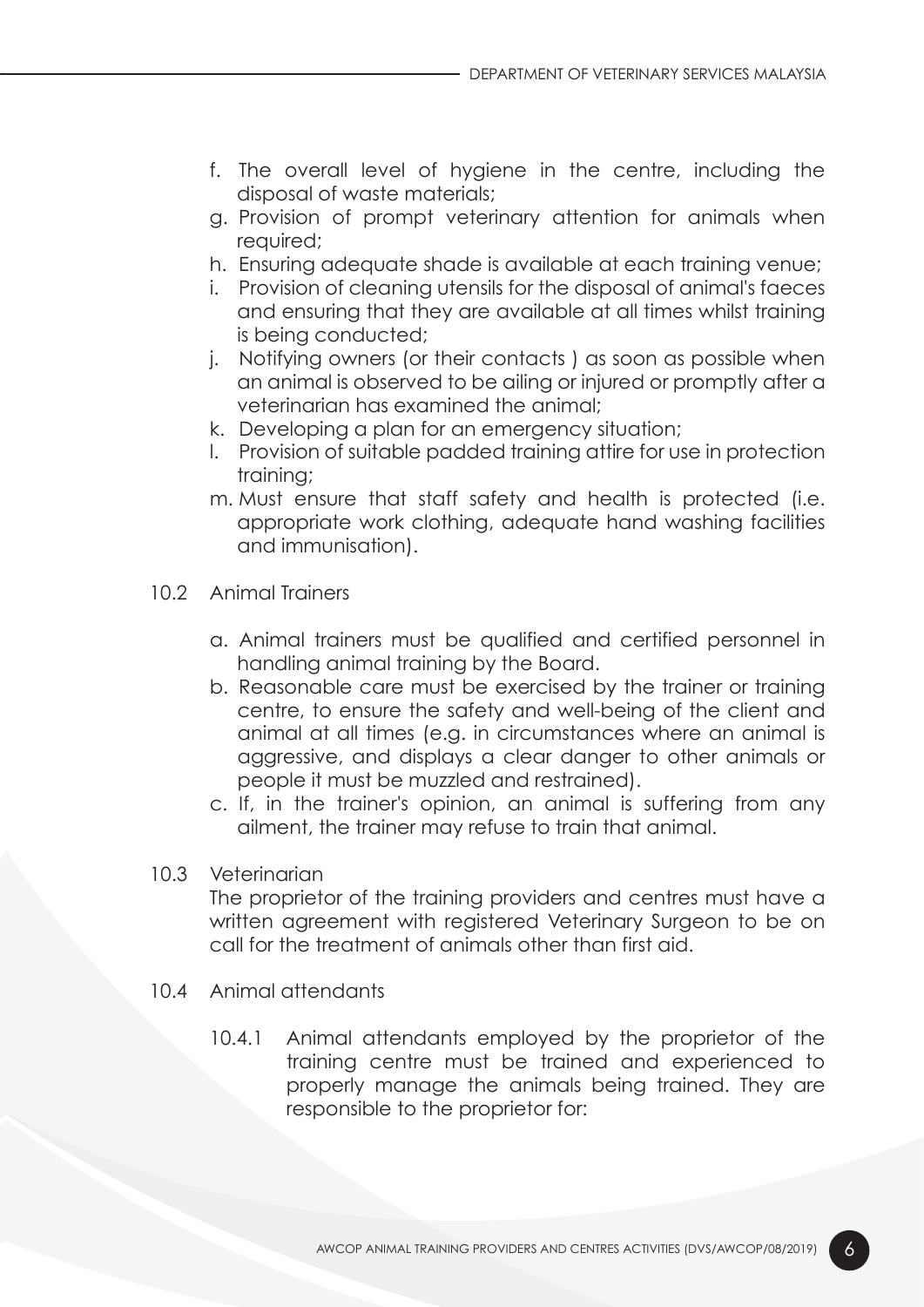f. The overall level of hygiene in the centre, including the disposal of waste materials;
g. Provision of prompt veterinary attention for animals when required;
h. Ensuring adequate shade is available at each training venue;
i. Provision of cleaning utensils for the disposal of animal's faeces and ensuring that they are available at all times whilst training is being conducted;
j. Notifying owners (or their contacts ) as soon as possible when an animal is observed to be ailing or injured or promptly after a veterinarian has examined the animal;
k. Developing a plan for an emergency situation;
l. Provision of suitable padded training attire for use in protection training;
m. Must ensure that staff safety and health is protected (i.e. appropriate work clothing, adequate hand washing facilities and immunisation).

10.2 Animal Trainers

a. Animal trainers must be qualified and certified personnel in handling animal training by the Board.
b. Reasonable care must be exercised by the trainer or training centre, to ensure the safety and well-being of the client and animal at all times (e.g. in circumstances where an animal is aggressive, and displays a clear danger to other animals or people it must be muzzled and restrained).
c. If, in the trainer's opinion, an animal is suffering from any ailment, the trainer may refuse to train that animal.

10.3 Veterinarian

The proprietor of the training providers and centres must have a written agreement with registered Veterinary Surgeon to be on call for the treatment of animals other than first aid.

10.4 Animal attendants

10.4.1 Animal attendants employed by the proprietor of the training centre must be trained and experienced to properly manage the animals being trained. They are responsible to the proprietor for: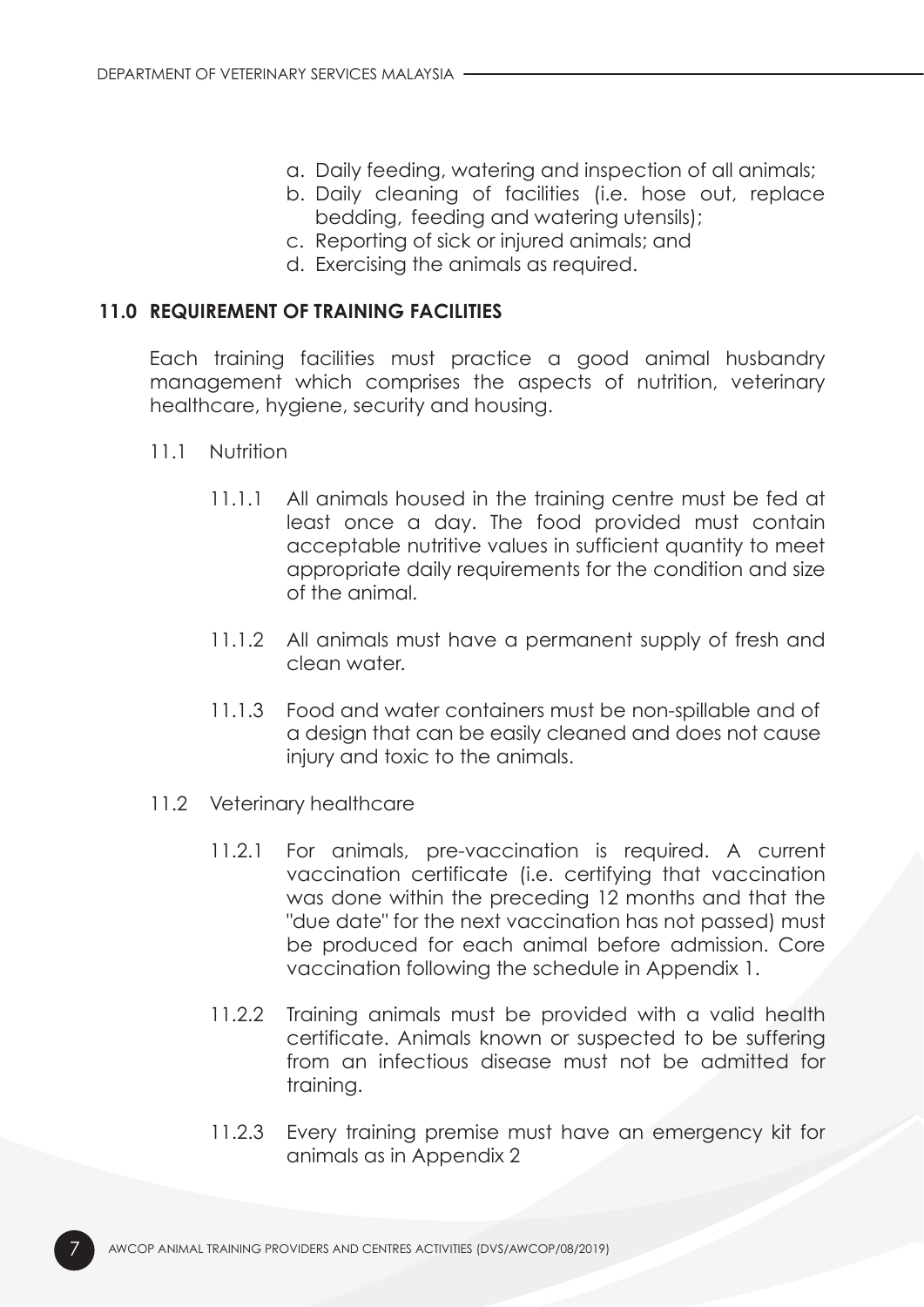a. Daily feeding, watering and inspection of all animals;
b. Daily cleaning of facilities (i.e. hose out, replace bedding, feeding and watering utensils);
c. Reporting of sick or injured animals; and
d. Exercising the animals as required.

## 11.0 REQUIREMENT OF TRAINING FACILITIES

Each training facilities must practice a good animal husbandry management which comprises the aspects of nutrition, veterinary healthcare, hygiene, security and housing.

11.1 Nutrition

11.1.1 All animals housed in the training centre must be fed at least once a day. The food provided must contain acceptable nutritive values in sufficient quantity to meet appropriate daily requirements for the condition and size of the animal.

11.1.2 All animals must have a permanent supply of fresh and clean water.

11.1.3 Food and water containers must be non-spillable and of a design that can be easily cleaned and does not cause injury and toxic to the animals.

11.2 Veterinary healthcare

11.2.1 For animals, pre-vaccination is required. A current vaccination certificate (i.e. certifying that vaccination was done within the preceding 12 months and that the "due date" for the next vaccination has not passed) must be produced for each animal before admission. Core vaccination following the schedule in Appendix 1.

11.2.2 Training animals must be provided with a valid health certificate. Animals known or suspected to be suffering from an infectious disease must not be admitted for training.

11.2.3 Every training premise must have an emergency kit for animals as in Appendix 2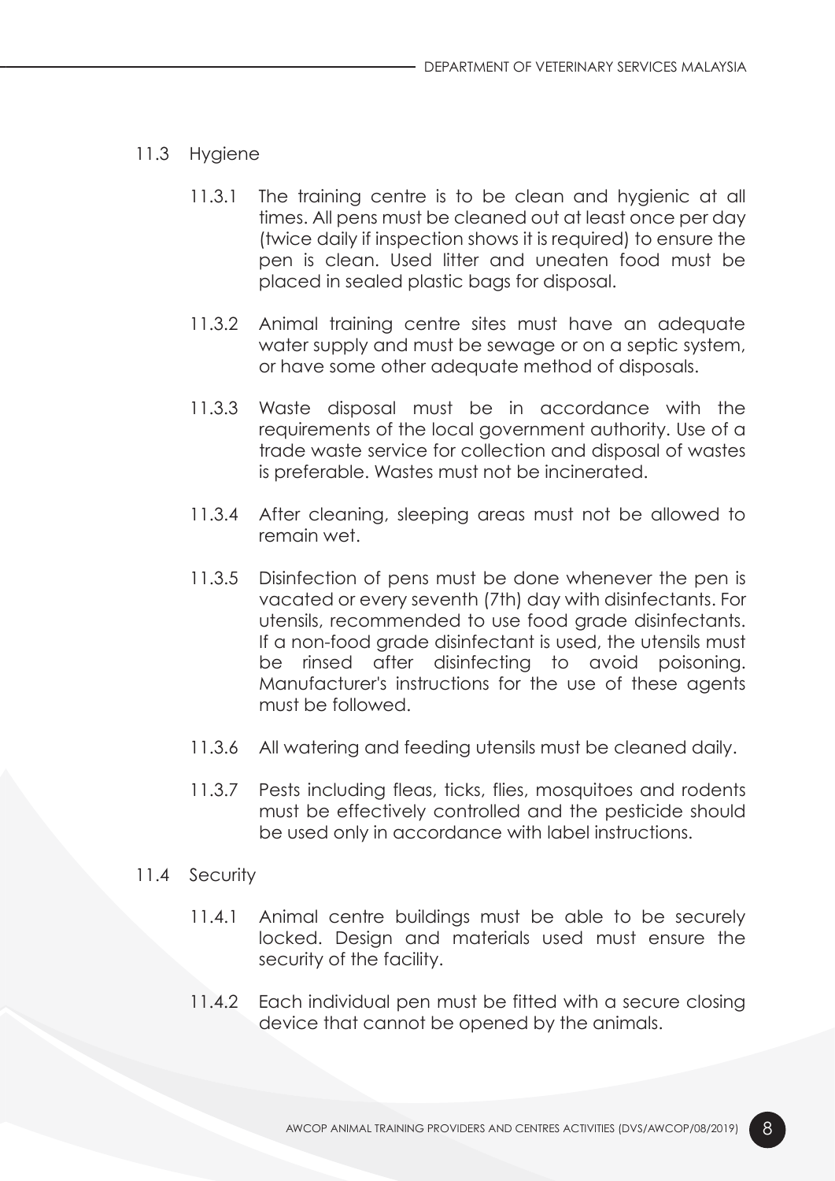11.3 Hygiene

11.3.1 The training centre is to be clean and hygienic at all times. All pens must be cleaned out at least once per day (twice daily if inspection shows it is required) to ensure the pen is clean. Used litter and uneaten food must be placed in sealed plastic bags for disposal.

11.3.2 Animal training centre sites must have an adequate water supply and must be sewage or on a septic system, or have some other adequate method of disposals.

11.3.3 Waste disposal must be in accordance with the requirements of the local government authority. Use of a trade waste service for collection and disposal of wastes is preferable. Wastes must not be incinerated.

11.3.4 After cleaning, sleeping areas must not be allowed to remain wet.

11.3.5 Disinfection of pens must be done whenever the pen is vacated or every seventh (7th) day with disinfectants. For utensils, recommended to use food grade disinfectants. If a non-food grade disinfectant is used, the utensils must be rinsed after disinfecting to avoid poisoning. Manufacturer's instructions for the use of these agents must be followed.

11.3.6 All watering and feeding utensils must be cleaned daily.

11.3.7 Pests including fleas, ticks, flies, mosquitoes and rodents must be effectively controlled and the pesticide should be used only in accordance with label instructions.

11.4 Security

11.4.1 Animal centre buildings must be able to be securely locked. Design and materials used must ensure the security of the facility.

11.4.2 Each individual pen must be fitted with a secure closing device that cannot be opened by the animals.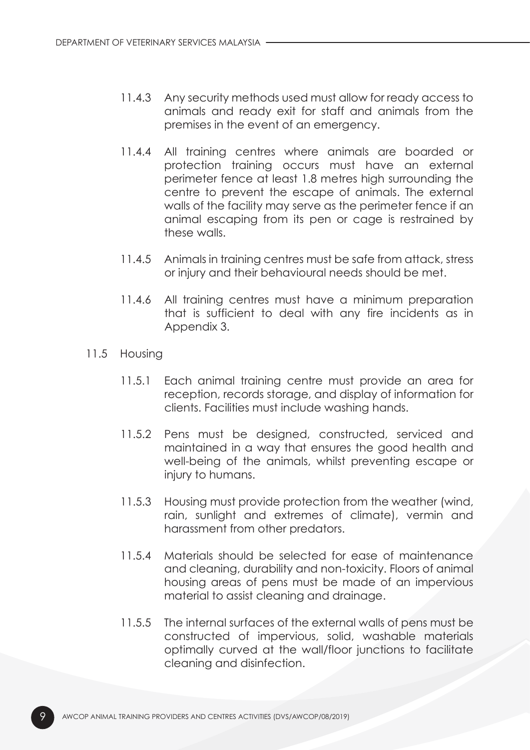11.4.3 Any security methods used must allow for ready access to animals and ready exit for staff and animals from the premises in the event of an emergency.

11.4.4 All training centres where animals are boarded or protection training occurs must have an external perimeter fence at least 1.8 metres high surrounding the centre to prevent the escape of animals. The external walls of the facility may serve as the perimeter fence if an animal escaping from its pen or cage is restrained by these walls.

11.4.5 Animals in training centres must be safe from attack, stress or injury and their behavioural needs should be met.

11.4.6 All training centres must have a minimum preparation that is sufficient to deal with any fire incidents as in Appendix 3.

11.5 Housing

11.5.1 Each animal training centre must provide an area for reception, records storage, and display of information for clients. Facilities must include washing hands.

11.5.2 Pens must be designed, constructed, serviced and maintained in a way that ensures the good health and well-being of the animals, whilst preventing escape or injury to humans.

11.5.3 Housing must provide protection from the weather (wind, rain, sunlight and extremes of climate), vermin and harassment from other predators.

11.5.4 Materials should be selected for ease of maintenance and cleaning, durability and non-toxicity. Floors of animal housing areas of pens must be made of an impervious material to assist cleaning and drainage.

11.5.5 The internal surfaces of the external walls of pens must be constructed of impervious, solid, washable materials optimally curved at the wall/floor junctions to facilitate cleaning and disinfection.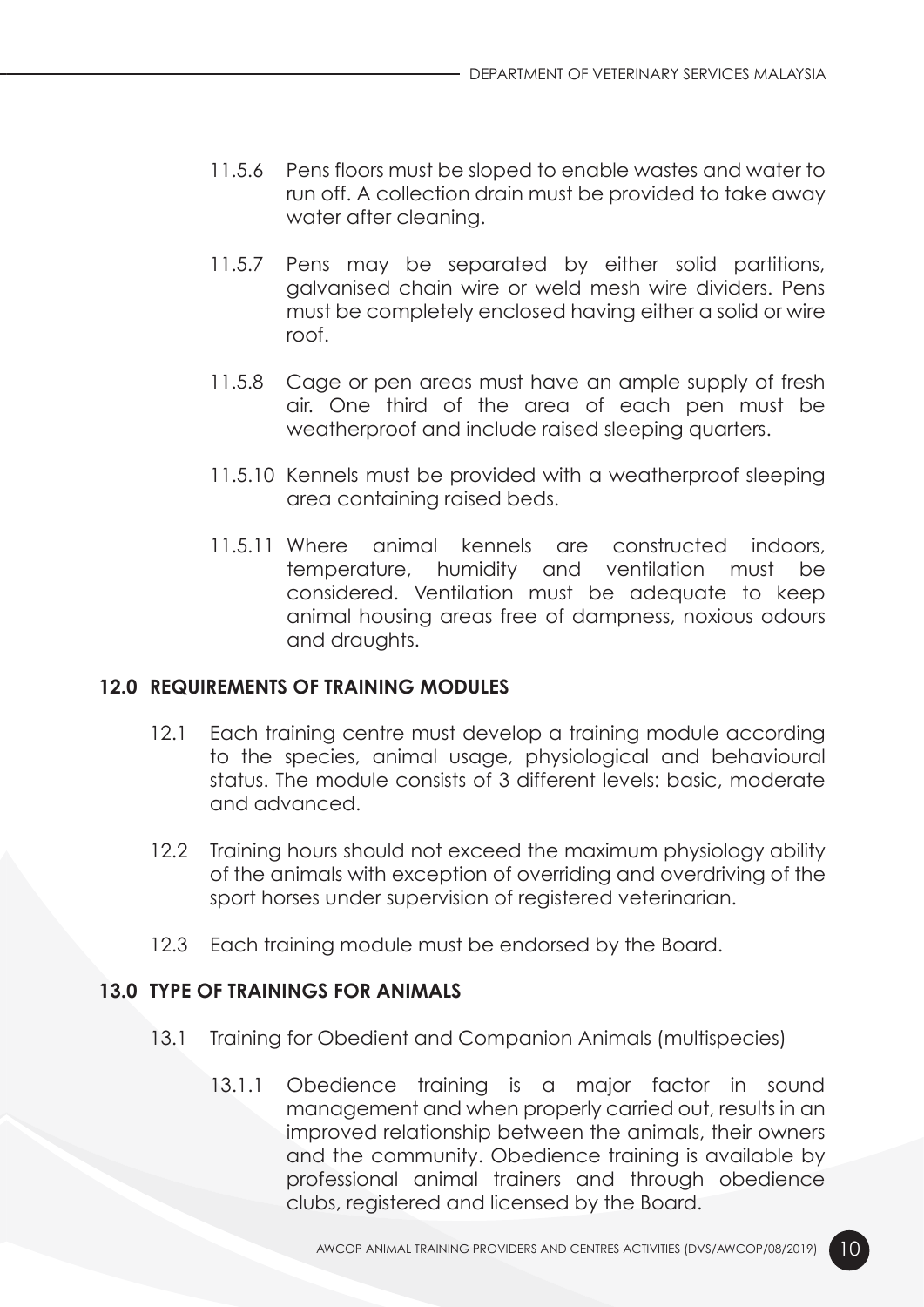11.5.6 Pens floors must be sloped to enable wastes and water to run off. A collection drain must be provided to take away water after cleaning.

11.5.7 Pens may be separated by either solid partitions, galvanised chain wire or weld mesh wire dividers. Pens must be completely enclosed having either a solid or wire roof.

11.5.8 Cage or pen areas must have an ample supply of fresh air. One third of the area of each pen must be weatherproof and include raised sleeping quarters.

11.5.10 Kennels must be provided with a weatherproof sleeping area containing raised beds.

11.5.11 Where animal kennels are constructed indoors, temperature, humidity and ventilation must be considered. Ventilation must be adequate to keep animal housing areas free of dampness, noxious odours and draughts.

## 12.0 REQUIREMENTS OF TRAINING MODULES

12.1 Each training centre must develop a training module according to the species, animal usage, physiological and behavioural status. The module consists of 3 different levels: basic, moderate and advanced.

12.2 Training hours should not exceed the maximum physiology ability of the animals with exception of overriding and overdriving of the sport horses under supervision of registered veterinarian.

12.3 Each training module must be endorsed by the Board.

## 13.0 TYPE OF TRAININGS FOR ANIMALS

13.1 Training for Obedient and Companion Animals (multispecies)

13.1.1 Obedience training is a major factor in sound management and when properly carried out, results in an improved relationship between the animals, their owners and the community. Obedience training is available by professional animal trainers and through obedience clubs, registered and licensed by the Board.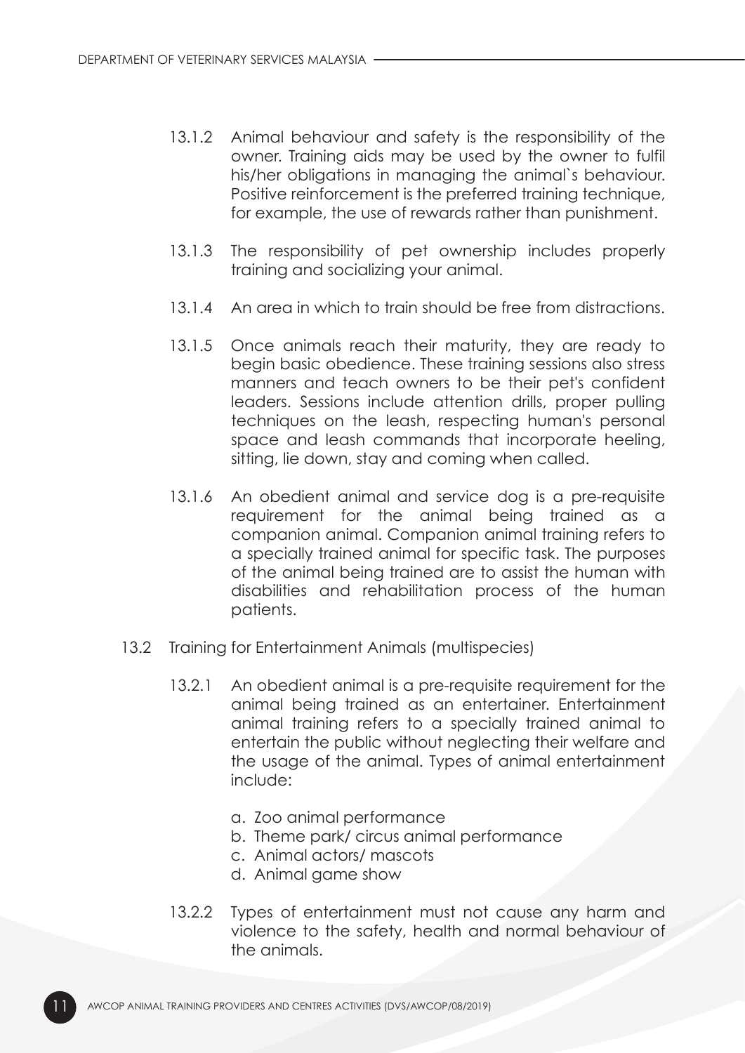13.1.2 Animal behaviour and safety is the responsibility of the owner. Training aids may be used by the owner to fulfil his/her obligations in managing the animal`s behaviour. Positive reinforcement is the preferred training technique, for example, the use of rewards rather than punishment.

13.1.3 The responsibility of pet ownership includes properly training and socializing your animal.

13.1.4 An area in which to train should be free from distractions.

13.1.5 Once animals reach their maturity, they are ready to begin basic obedience. These training sessions also stress manners and teach owners to be their pet's confident leaders. Sessions include attention drills, proper pulling techniques on the leash, respecting human's personal space and leash commands that incorporate heeling, sitting, lie down, stay and coming when called.

13.1.6 An obedient animal and service dog is a pre-requisite requirement for the animal being trained as a companion animal. Companion animal training refers to a specially trained animal for specific task. The purposes of the animal being trained are to assist the human with disabilities and rehabilitation process of the human patients.

13.2 Training for Entertainment Animals (multispecies)

13.2.1 An obedient animal is a pre-requisite requirement for the animal being trained as an entertainer. Entertainment animal training refers to a specially trained animal to entertain the public without neglecting their welfare and the usage of the animal. Types of animal entertainment include:

a. Zoo animal performance
b. Theme park/ circus animal performance
c. Animal actors/ mascots
d. Animal game show

13.2.2 Types of entertainment must not cause any harm and violence to the safety, health and normal behaviour of the animals.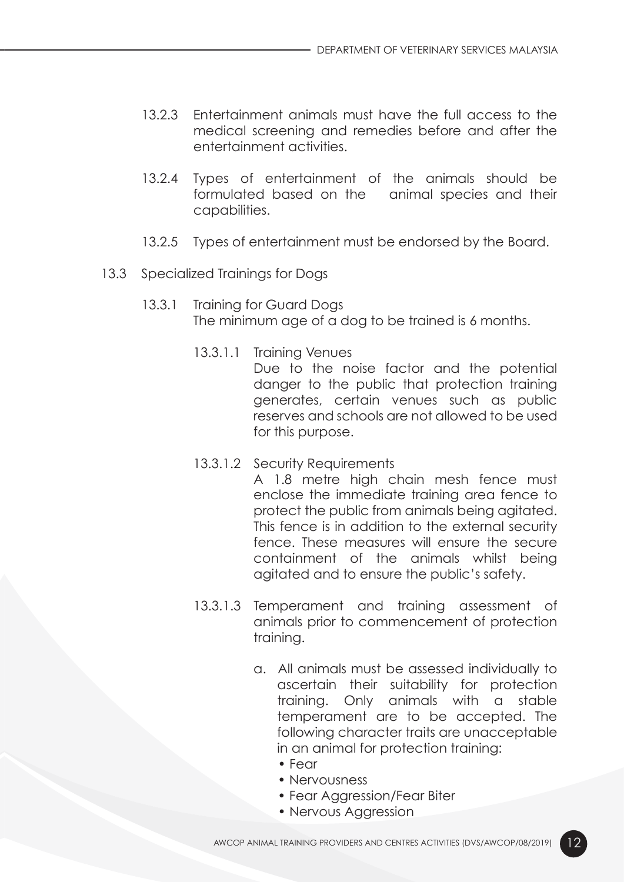13.2.3 Entertainment animals must have the full access to the medical screening and remedies before and after the entertainment activities.

13.2.4 Types of entertainment of the animals should be formulated based on the animal species and their capabilities.

13.2.5 Types of entertainment must be endorsed by the Board.

13.3 Specialized Trainings for Dogs

13.3.1 Training for Guard Dogs
The minimum age of a dog to be trained is 6 months.

13.3.1.1 Training Venues
Due to the noise factor and the potential danger to the public that protection training generates, certain venues such as public reserves and schools are not allowed to be used for this purpose.

13.3.1.2 Security Requirements
A 1.8 metre high chain mesh fence must enclose the immediate training area fence to protect the public from animals being agitated. This fence is in addition to the external security fence. These measures will ensure the secure containment of the animals whilst being agitated and to ensure the public's safety.

13.3.1.3 Temperament and training assessment of animals prior to commencement of protection training.

a. All animals must be assessed individually to ascertain their suitability for protection training. Only animals with a stable temperament are to be accepted. The following character traits are unacceptable in an animal for protection training:
   - Fear
   - Nervousness
   - Fear Aggression/Fear Biter
   - Nervous Aggression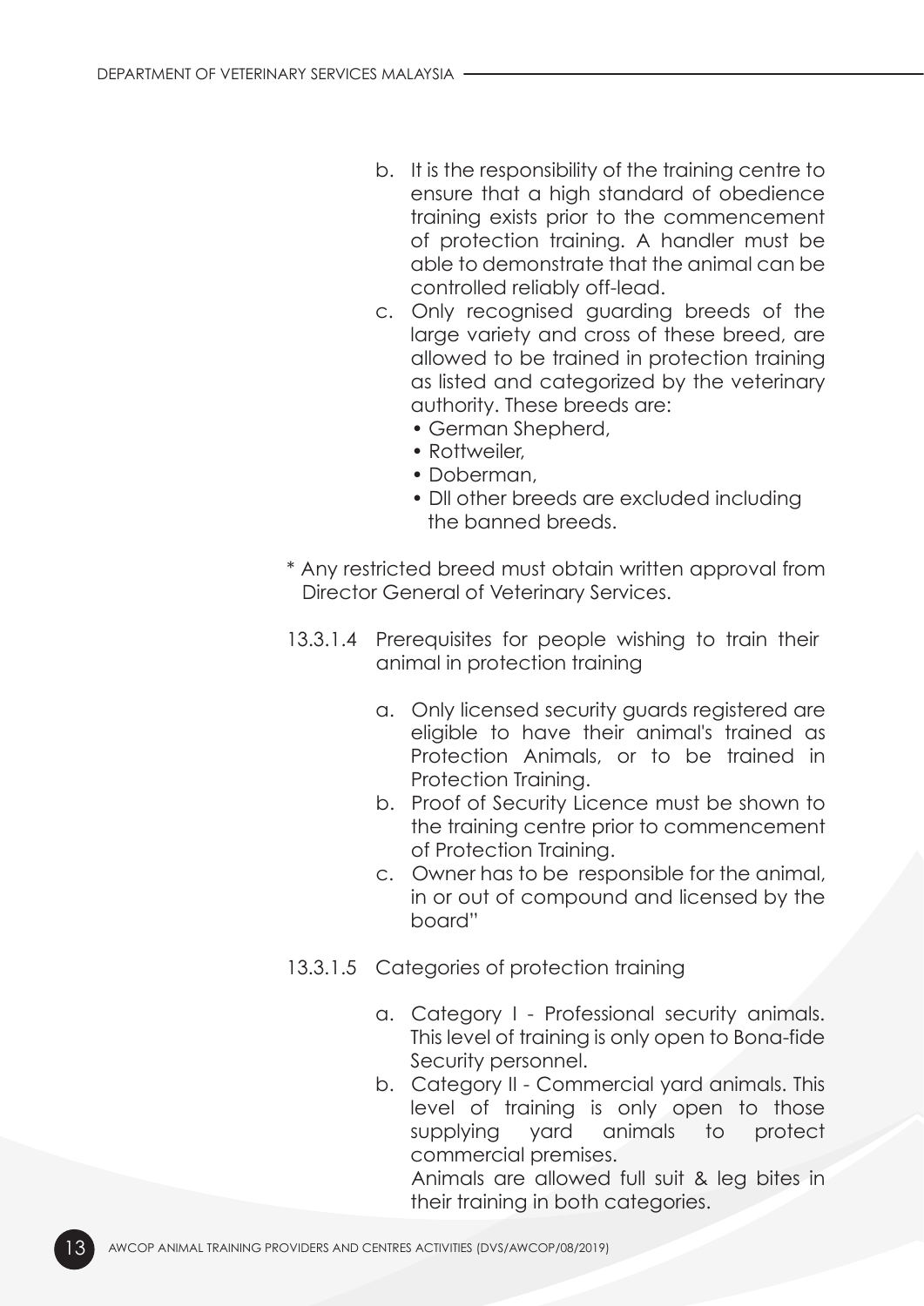b. It is the responsibility of the training centre to ensure that a high standard of obedience training exists prior to the commencement of protection training. A handler must be able to demonstrate that the animal can be controlled reliably off-lead.

c. Only recognised guarding breeds of the large variety and cross of these breed, are allowed to be trained in protection training as listed and categorized by the veterinary authority. These breeds are:
   - German Shepherd,
   - Rottweiler,
   - Doberman,
   - Dll other breeds are excluded including the banned breeds.

\* Any restricted breed must obtain written approval from Director General of Veterinary Services.

13.3.1.4 Prerequisites for people wishing to train their animal in protection training

a. Only licensed security guards registered are eligible to have their animal's trained as Protection Animals, or to be trained in Protection Training.

b. Proof of Security Licence must be shown to the training centre prior to commencement of Protection Training.

c. Owner has to be responsible for the animal, in or out of compound and licensed by the board"

13.3.1.5 Categories of protection training

a. Category I - Professional security animals. This level of training is only open to Bona-fide Security personnel.

b. Category II - Commercial yard animals. This level of training is only open to those supplying yard animals to protect commercial premises.

   Animals are allowed full suit & leg bites in their training in both categories.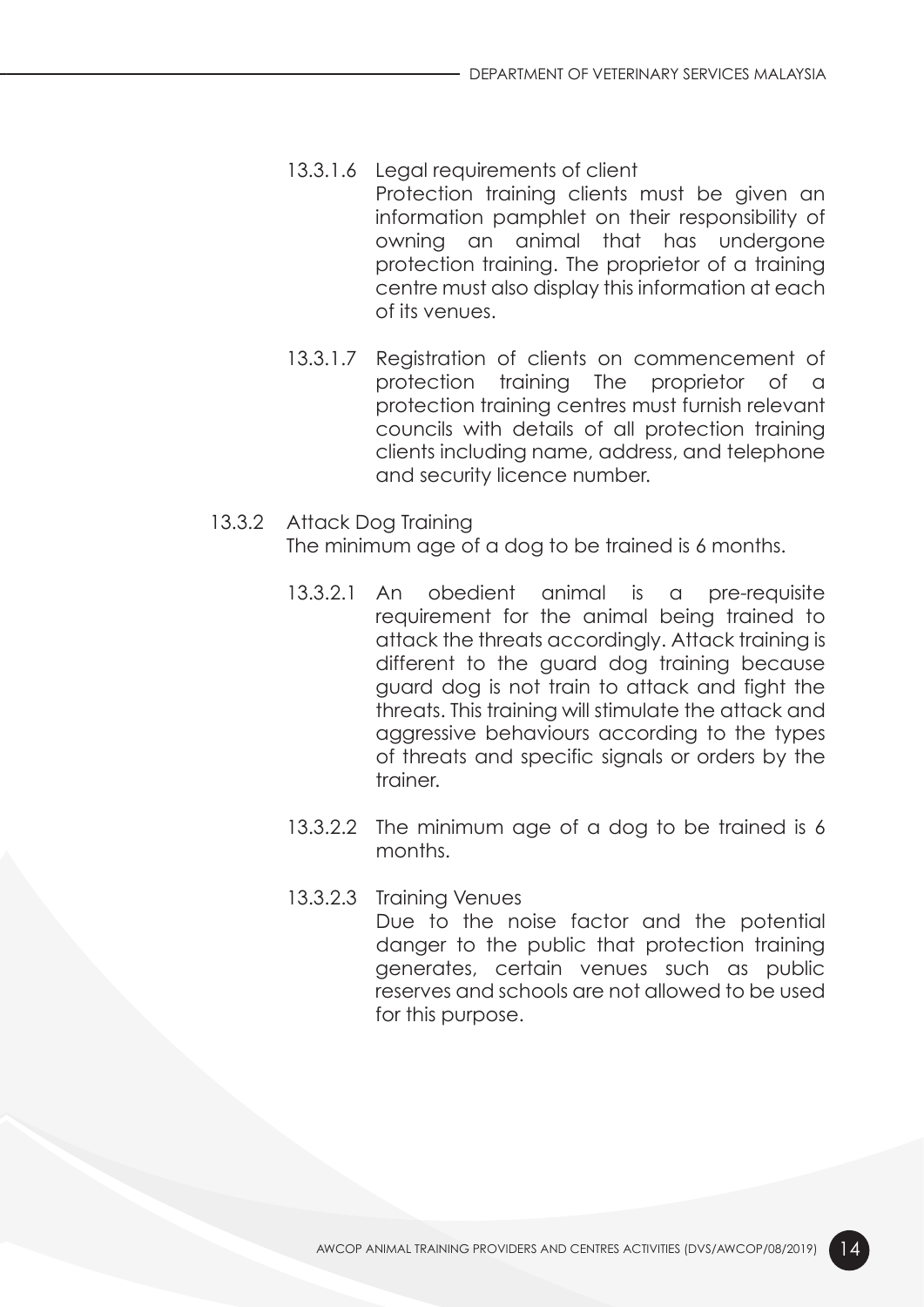13.3.1.6 Legal requirements of client

Protection training clients must be given an information pamphlet on their responsibility of owning an animal that has undergone protection training. The proprietor of a training centre must also display this information at each of its venues.

13.3.1.7 Registration of clients on commencement of protection training The proprietor of a protection training centres must furnish relevant councils with details of all protection training clients including name, address, and telephone and security licence number.

13.3.2 Attack Dog Training

The minimum age of a dog to be trained is 6 months.

13.3.2.1 An obedient animal is a pre-requisite requirement for the animal being trained to attack the threats accordingly. Attack training is different to the guard dog training because guard dog is not train to attack and fight the threats. This training will stimulate the attack and aggressive behaviours according to the types of threats and specific signals or orders by the trainer.

13.3.2.2 The minimum age of a dog to be trained is 6 months.

13.3.2.3 Training Venues

Due to the noise factor and the potential danger to the public that protection training generates, certain venues such as public reserves and schools are not allowed to be used for this purpose.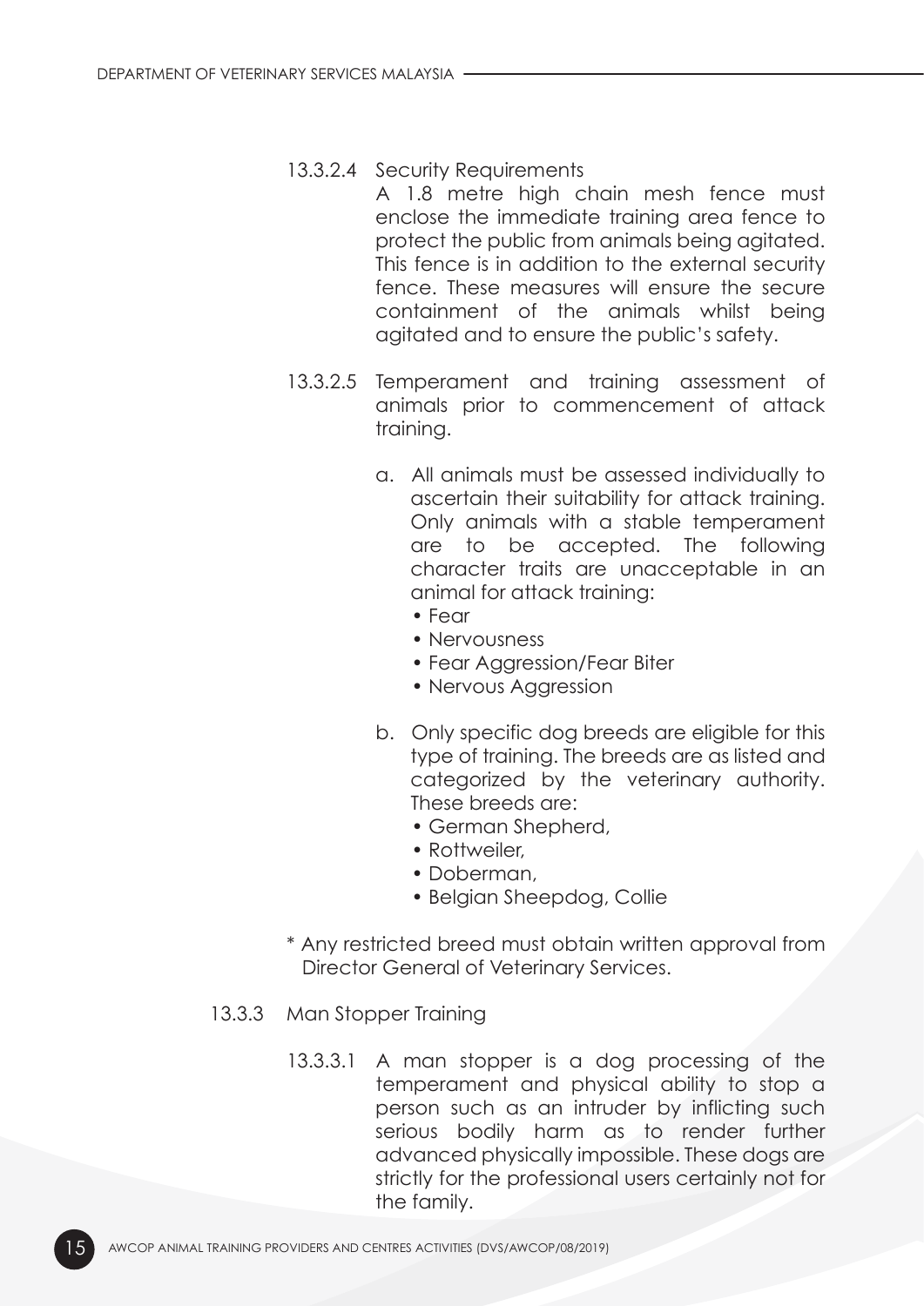13.3.2.4 Security Requirements

A 1.8 metre high chain mesh fence must enclose the immediate training area fence to protect the public from animals being agitated. This fence is in addition to the external security fence. These measures will ensure the secure containment of the animals whilst being agitated and to ensure the public's safety.

13.3.2.5 Temperament and training assessment of animals prior to commencement of attack training.

a. All animals must be assessed individually to ascertain their suitability for attack training. Only animals with a stable temperament are to be accepted. The following character traits are unacceptable in an animal for attack training:
   - Fear
   - Nervousness
   - Fear Aggression/Fear Biter
   - Nervous Aggression

b. Only specific dog breeds are eligible for this type of training. The breeds are as listed and categorized by the veterinary authority. These breeds are:
   - German Shepherd,
   - Rottweiler,
   - Doberman,
   - Belgian Sheepdog, Collie

\* Any restricted breed must obtain written approval from Director General of Veterinary Services.

13.3.3 Man Stopper Training

13.3.3.1 A man stopper is a dog processing of the temperament and physical ability to stop a person such as an intruder by inflicting such serious bodily harm as to render further advanced physically impossible. These dogs are strictly for the professional users certainly not for the family.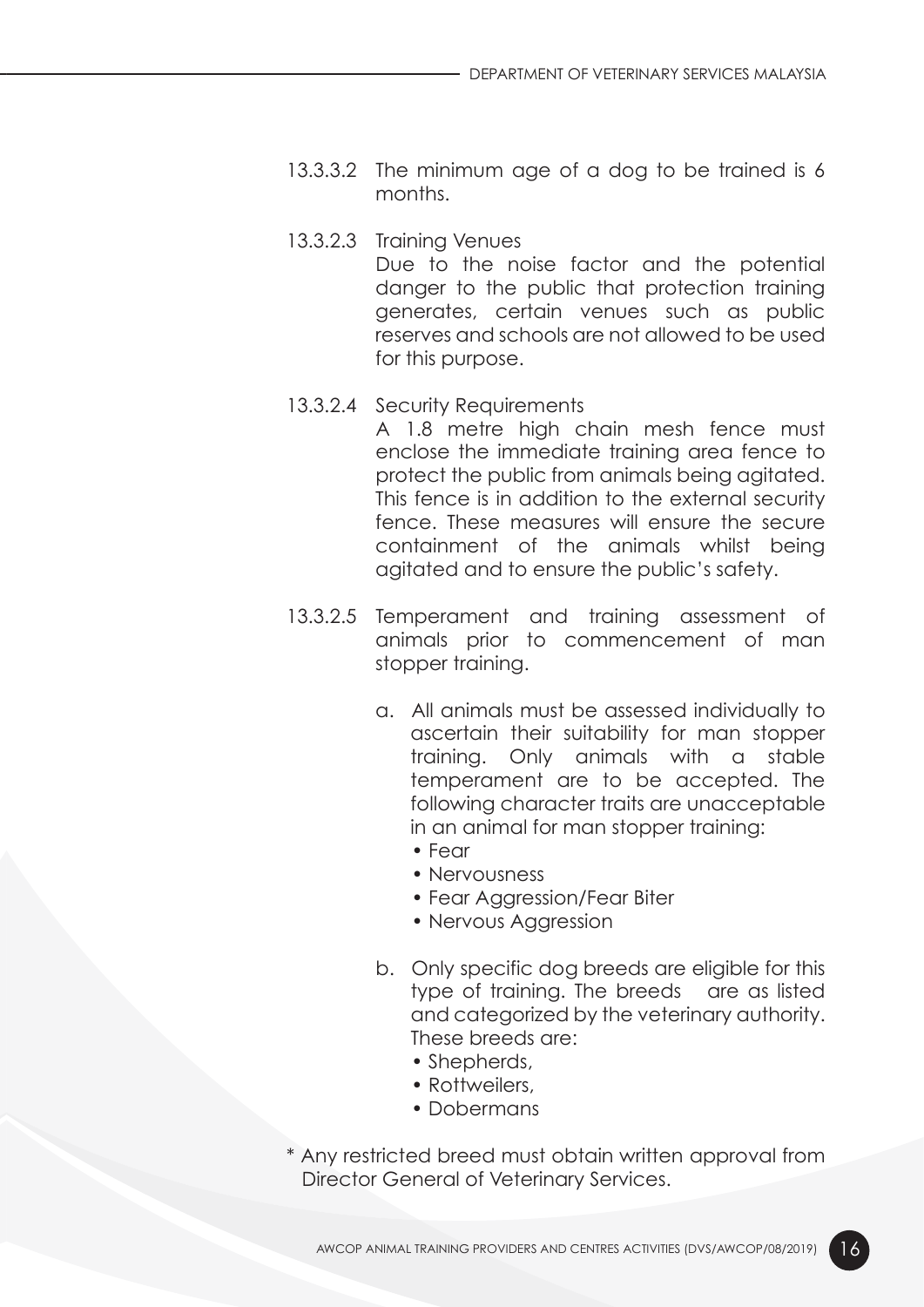13.3.3.2 The minimum age of a dog to be trained is 6 months.

13.3.2.3 Training Venues

Due to the noise factor and the potential danger to the public that protection training generates, certain venues such as public reserves and schools are not allowed to be used for this purpose.

13.3.2.4 Security Requirements

A 1.8 metre high chain mesh fence must enclose the immediate training area fence to protect the public from animals being agitated. This fence is in addition to the external security fence. These measures will ensure the secure containment of the animals whilst being agitated and to ensure the public's safety.

13.3.2.5 Temperament and training assessment of animals prior to commencement of man stopper training.

a. All animals must be assessed individually to ascertain their suitability for man stopper training. Only animals with a stable temperament are to be accepted. The following character traits are unacceptable in an animal for man stopper training:
   - Fear
   - Nervousness
   - Fear Aggression/Fear Biter
   - Nervous Aggression

b. Only specific dog breeds are eligible for this type of training. The breeds are as listed and categorized by the veterinary authority. These breeds are:
   - Shepherds,
   - Rottweilers,
   - Dobermans

* Any restricted breed must obtain written approval from Director General of Veterinary Services.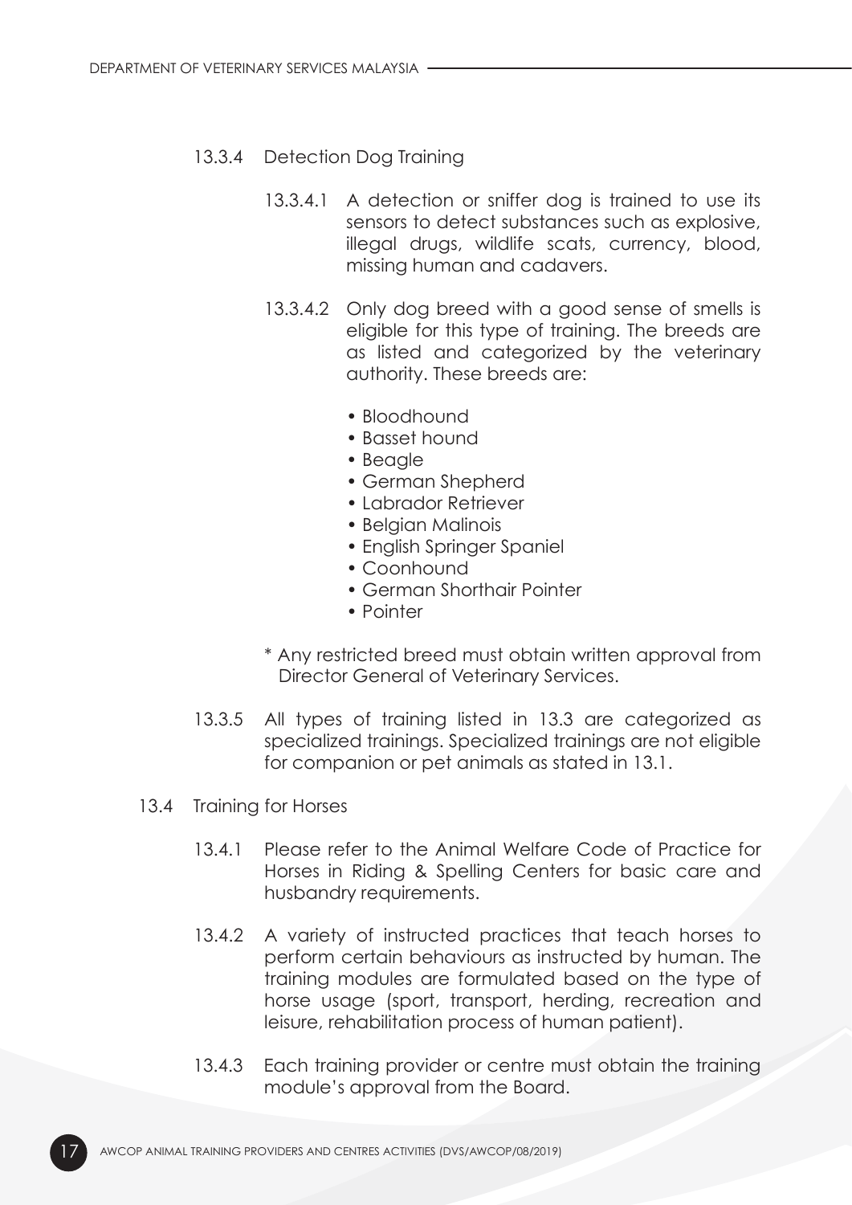13.3.4 Detection Dog Training

13.3.4.1 A detection or sniffer dog is trained to use its sensors to detect substances such as explosive, illegal drugs, wildlife scats, currency, blood, missing human and cadavers.

13.3.4.2 Only dog breed with a good sense of smells is eligible for this type of training. The breeds are as listed and categorized by the veterinary authority. These breeds are:

- Bloodhound
- Basset hound
- Beagle
- German Shepherd
- Labrador Retriever
- Belgian Malinois
- English Springer Spaniel
- Coonhound
- German Shorthair Pointer
- Pointer

\* Any restricted breed must obtain written approval from Director General of Veterinary Services.

13.3.5 All types of training listed in 13.3 are categorized as specialized trainings. Specialized trainings are not eligible for companion or pet animals as stated in 13.1.

13.4 Training for Horses

13.4.1 Please refer to the Animal Welfare Code of Practice for Horses in Riding & Spelling Centers for basic care and husbandry requirements.

13.4.2 A variety of instructed practices that teach horses to perform certain behaviours as instructed by human. The training modules are formulated based on the type of horse usage (sport, transport, herding, recreation and leisure, rehabilitation process of human patient).

13.4.3 Each training provider or centre must obtain the training module's approval from the Board.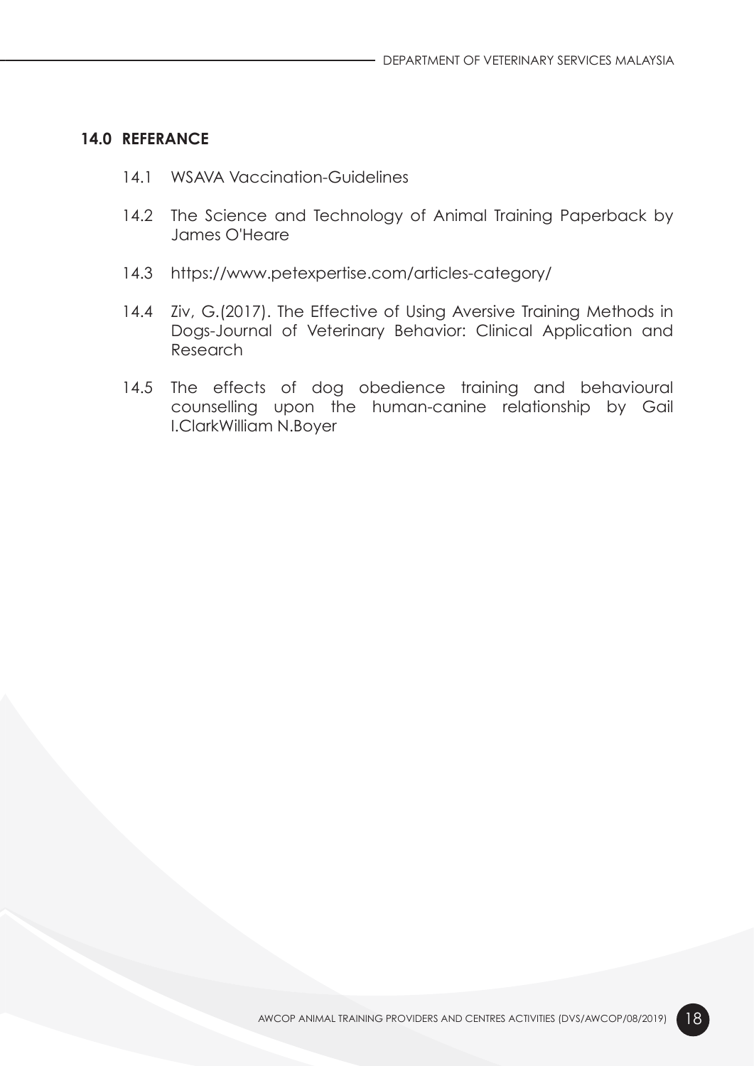## 14.0 REFERANCE

14.1 WSAVA Vaccination-Guidelines

14.2 The Science and Technology of Animal Training Paperback by James O'Heare

14.3 https://www.petexpertise.com/articles-category/

14.4 Ziv, G.(2017). The Effective of Using Aversive Training Methods in Dogs-Journal of Veterinary Behavior: Clinical Application and Research

14.5 The effects of dog obedience training and behavioural counselling upon the human-canine relationship by Gail I.ClarkWilliam N.Boyer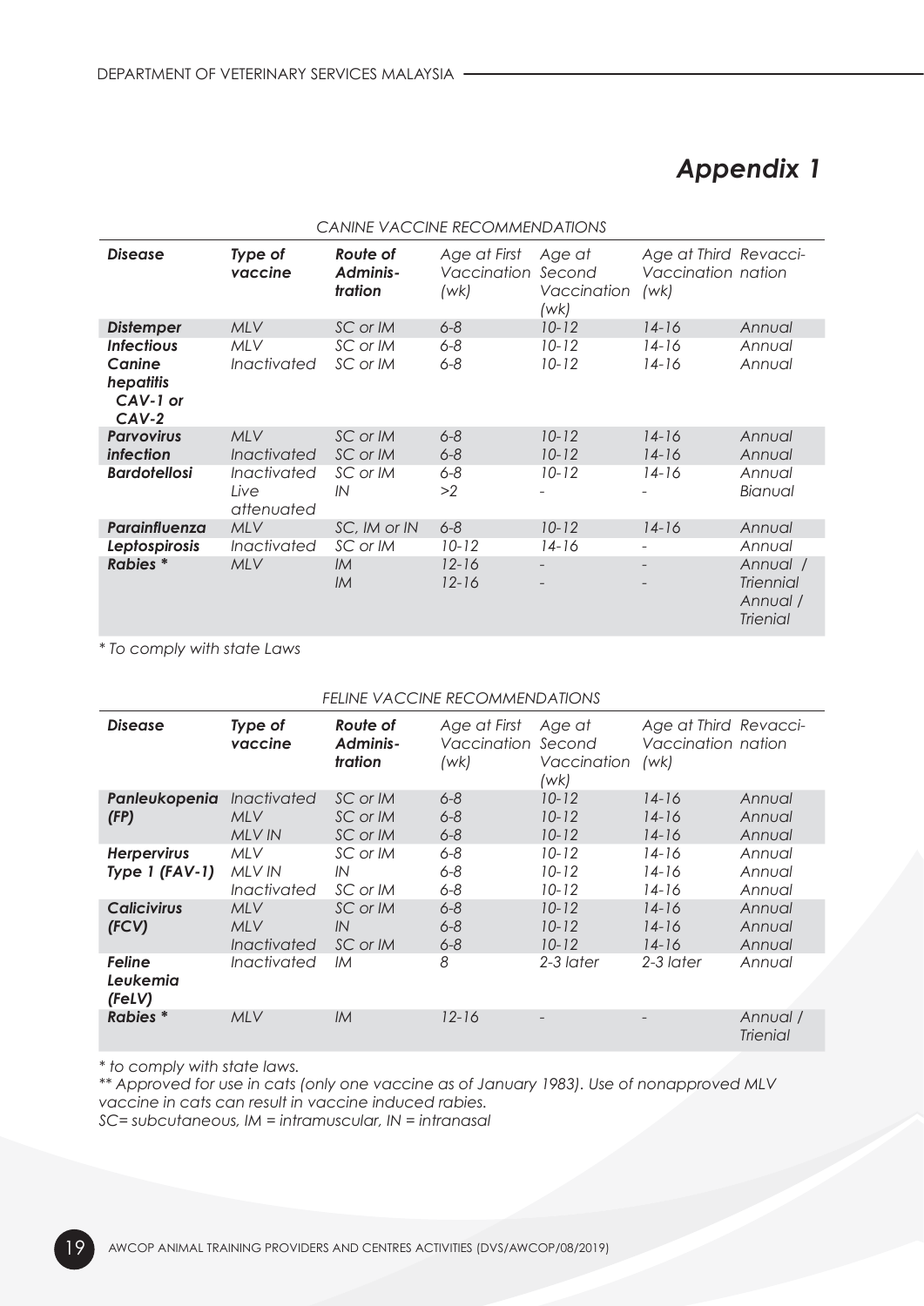# *Appendix 1*

*CANINE VACCINE RECOMMENDATIONS*

| Disease | Type of vaccine | Route of Adminis-tration | Age at First Vaccination (wk) | Age at Second Vaccination (wk) | Age at Third Vaccination (wk) | Revacci-nation |
|---|---|---|---|---|---|---|
| **Distemper** | MLV | SC or IM | 6-8 | 10-12 | 14-16 | Annual |
| **Infectious Canine hepatitis CAV-1 or CAV-2** | MLV<br>Inactivated | SC or IM<br>SC or IM | 6-8<br>6-8 | 10-12<br>10-12 | 14-16<br>14-16 | Annual<br>Annual |
| **Parvovirus infection** | MLV<br>Inactivated | SC or IM<br>SC or IM | 6-8<br>6-8 | 10-12<br>10-12 | 14-16<br>14-16 | Annual<br>Annual |
| **Bardotellosi** | Inactivated<br>Live attenuated | SC or IM<br>IN | 6-8<br>>2 | 10-12<br>- | 14-16<br>- | Annual<br>Bianual |
| **Parainfluenza** | MLV | SC, IM or IN | 6-8 | 10-12 | 14-16 | Annual |
| **Leptospirosis** | Inactivated | SC or IM | 10-12 | 14-16 | - | Annual |
| **Rabies** * | MLV | IM<br>IM | 12-16<br>12-16 | -<br>- | -<br>- | Annual / Triennial<br>Annual / Trienial |

*\* To comply with state Laws*

*FELINE VACCINE RECOMMENDATIONS*

| Disease | Type of vaccine | Route of Adminis-tration | Age at First Vaccination (wk) | Age at Second Vaccination (wk) | Age at Third Vaccination (wk) | Revacci-nation |
|---|---|---|---|---|---|---|
| **Panleukopenia (FP)** | Inactivated<br>MLV<br>MLV IN | SC or IM<br>SC or IM<br>SC or IM | 6-8<br>6-8<br>6-8 | 10-12<br>10-12<br>10-12 | 14-16<br>14-16<br>14-16 | Annual<br>Annual<br>Annual |
| **Herpervirus Type 1 (FAV-1)** | MLV<br>MLV IN<br>Inactivated | SC or IM<br>IN<br>SC or IM | 6-8<br>6-8<br>6-8 | 10-12<br>10-12<br>10-12 | 14-16<br>14-16<br>14-16 | Annual<br>Annual<br>Annual |
| **Calicivirus (FCV)** | MLV<br>MLV<br>Inactivated | SC or IM<br>IN<br>SC or IM | 6-8<br>6-8<br>6-8 | 10-12<br>10-12<br>10-12 | 14-16<br>14-16<br>14-16 | Annual<br>Annual<br>Annual |
| **Feline Leukemia (FeLV)** | Inactivated | IM | 8 | 2-3 later | 2-3 later | Annual |
| **Rabies** * | MLV | IM | 12-16 | - | - | Annual / Trienial |

*\* to comply with state laws.*

*\*\* Approved for use in cats (only one vaccine as of January 1983). Use of nonapproved MLV vaccine in cats can result in vaccine induced rabies.*

*SC= subcutaneous, IM = intramuscular, IN = intranasal*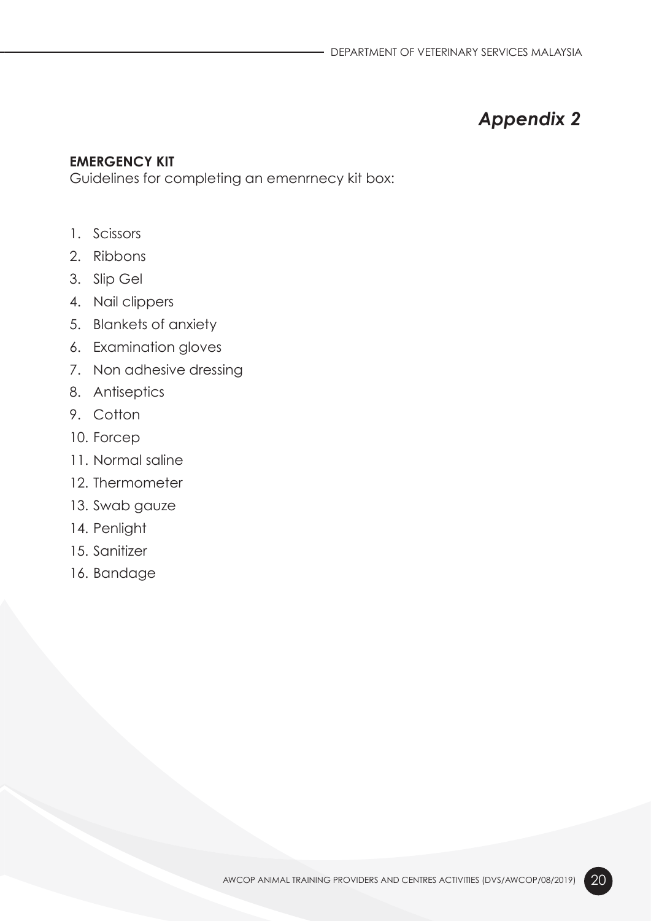# *Appendix 2*

**EMERGENCY KIT**

Guidelines for completing an emenrnecy kit box:

1. Scissors
2. Ribbons
3. Slip Gel
4. Nail clippers
5. Blankets of anxiety
6. Examination gloves
7. Non adhesive dressing
8. Antiseptics
9. Cotton
10. Forcep
11. Normal saline
12. Thermometer
13. Swab gauze
14. Penlight
15. Sanitizer
16. Bandage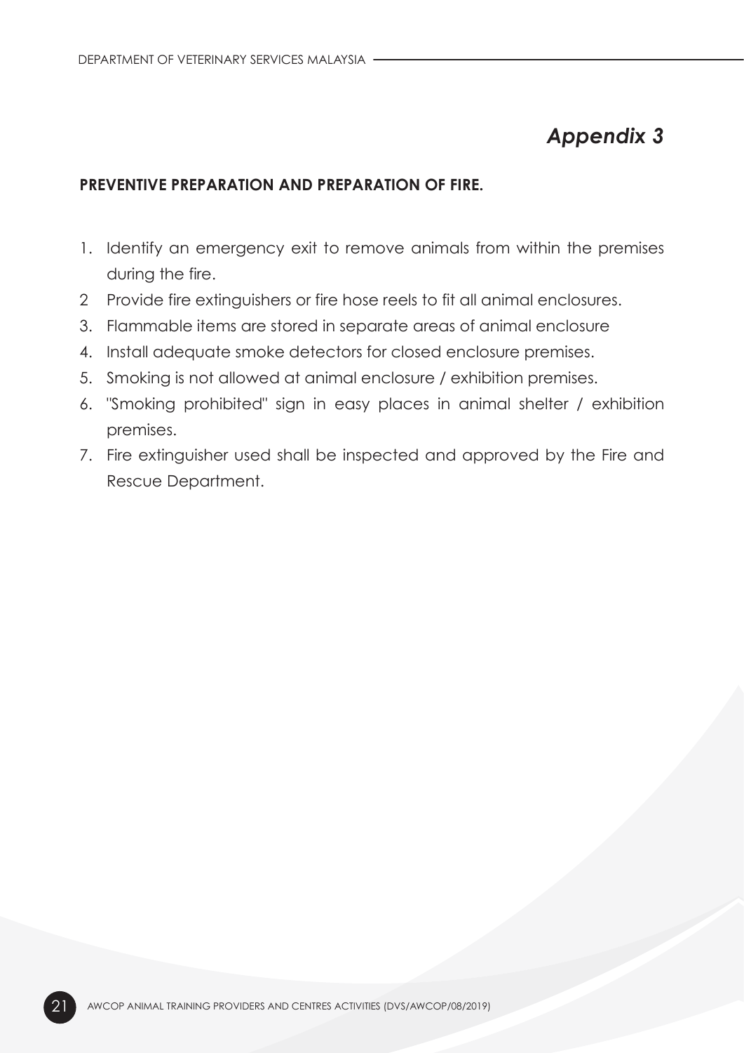*Appendix 3*

**PREVENTIVE PREPARATION AND PREPARATION OF FIRE.**

1. Identify an emergency exit to remove animals from within the premises during the fire.
2. Provide fire extinguishers or fire hose reels to fit all animal enclosures.
3. Flammable items are stored in separate areas of animal enclosure
4. Install adequate smoke detectors for closed enclosure premises.
5. Smoking is not allowed at animal enclosure / exhibition premises.
6. "Smoking prohibited" sign in easy places in animal shelter / exhibition premises.
7. Fire extinguisher used shall be inspected and approved by the Fire and Rescue Department.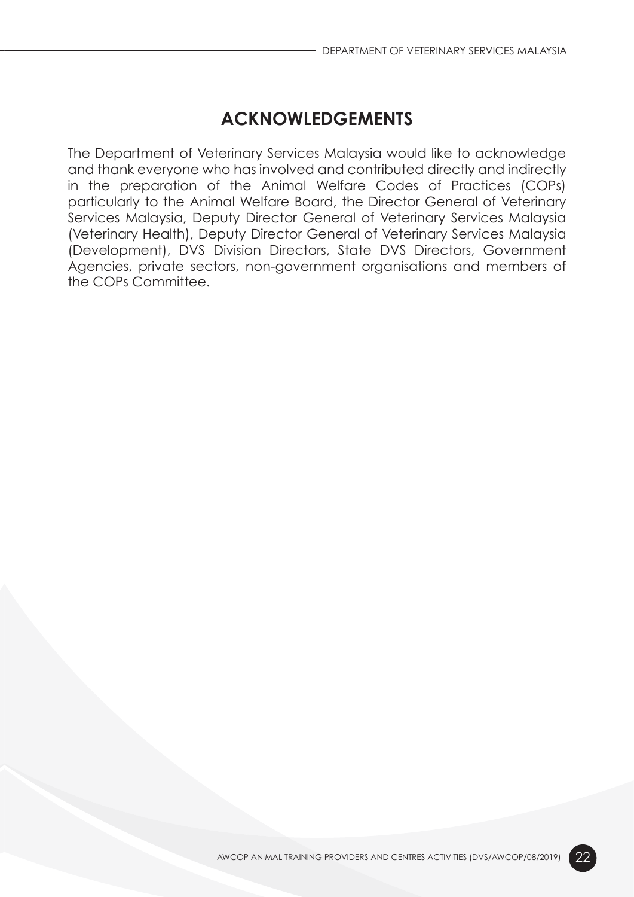# ACKNOWLEDGEMENTS

The Department of Veterinary Services Malaysia would like to acknowledge and thank everyone who has involved and contributed directly and indirectly in the preparation of the Animal Welfare Codes of Practices (COPs) particularly to the Animal Welfare Board, the Director General of Veterinary Services Malaysia, Deputy Director General of Veterinary Services Malaysia (Veterinary Health), Deputy Director General of Veterinary Services Malaysia (Development), DVS Division Directors, State DVS Directors, Government Agencies, private sectors, non-government organisations and members of the COPs Committee.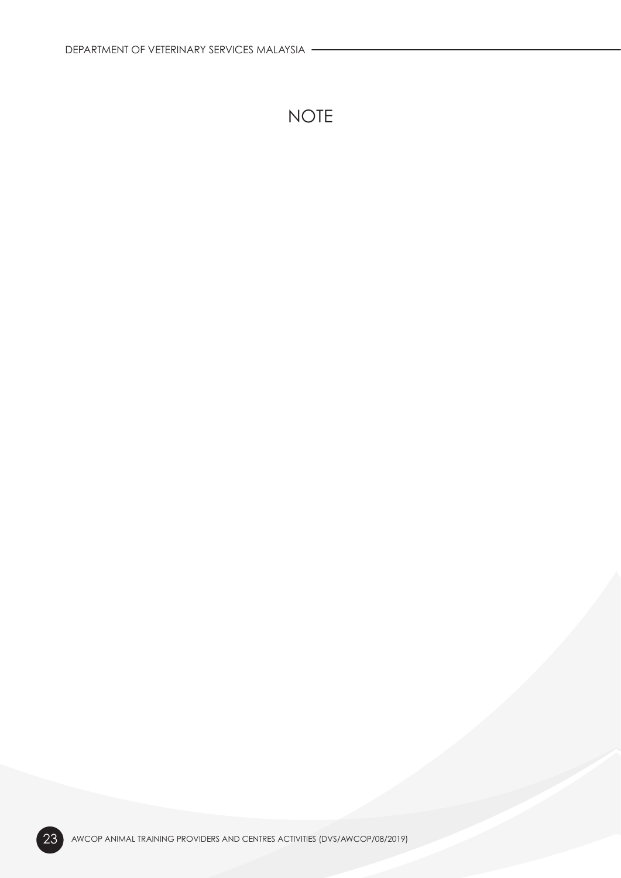# NOTE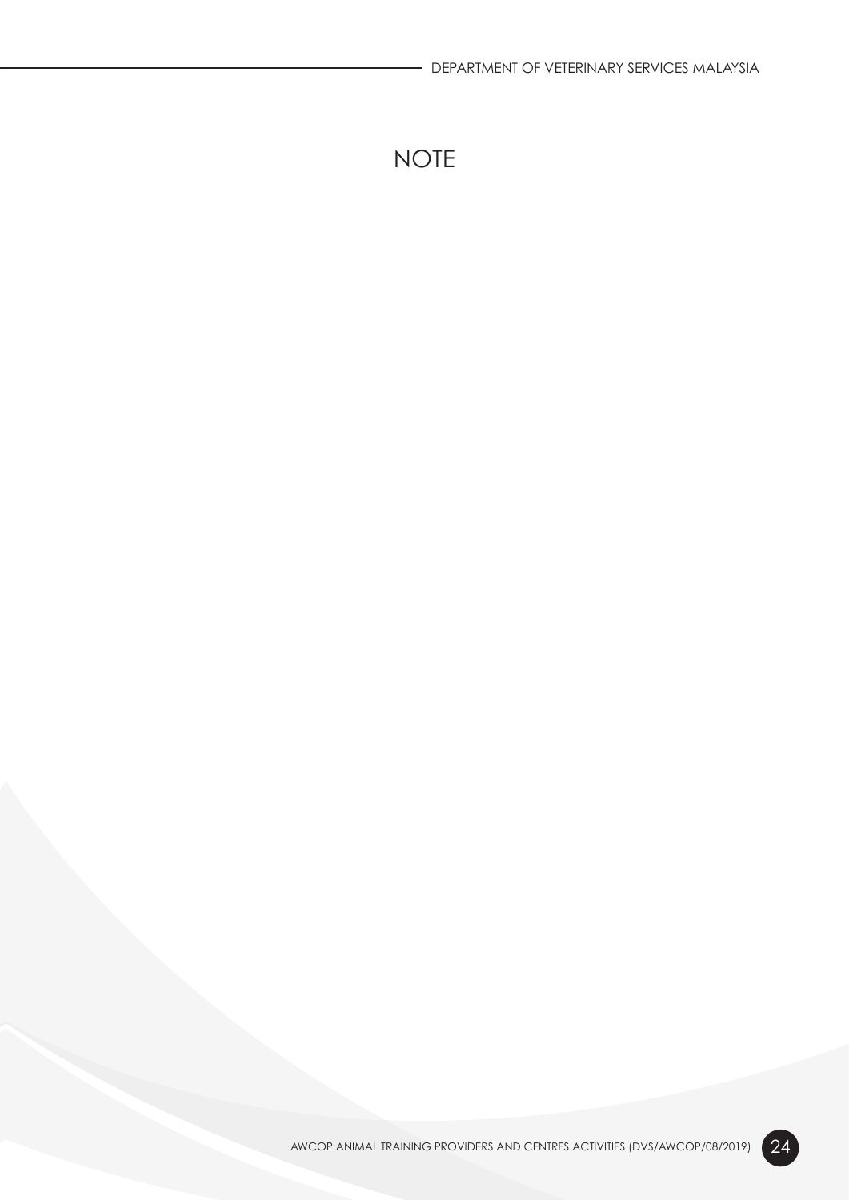# NOTE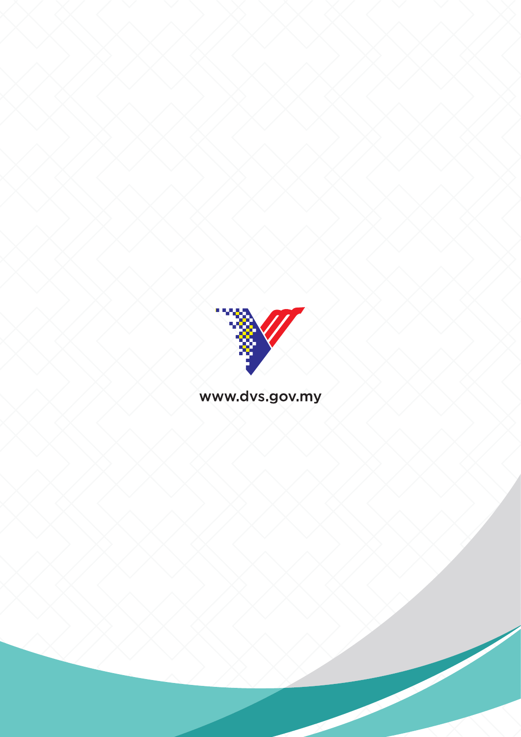www.dvs.gov.my